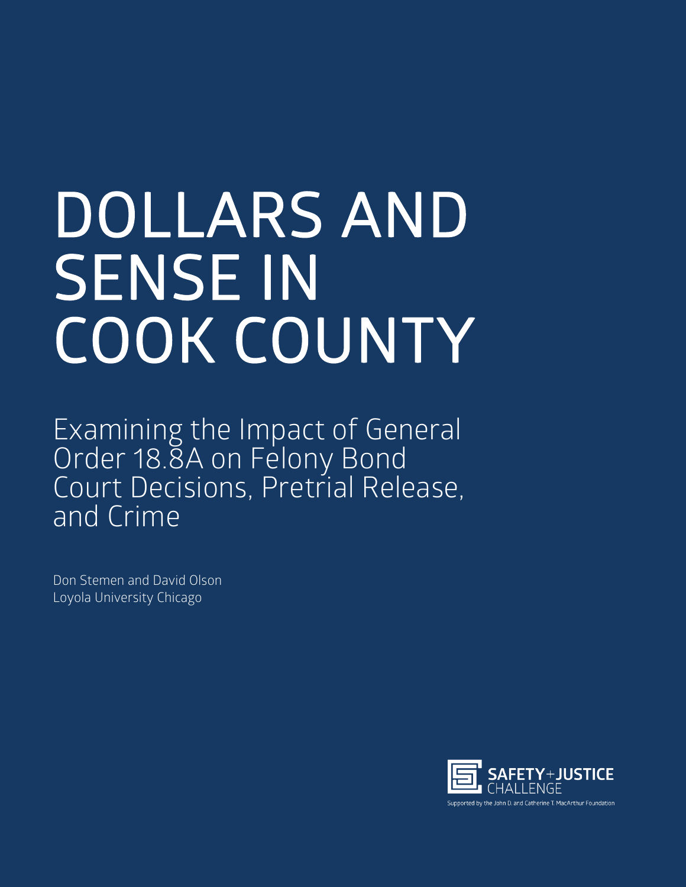# DOLLARS AND SENSE IN COOK COUNTY

## Examining the Impact of General Order 18.8A on Felony Bond Court Decisions, Pretrial Release, and Crime

Don Stemen and David Olson
Loyola University Chicago

**SAFETY+JUSTICE** CHALLENGE

Supported by the John D. and Catherine T. MacArthur Foundation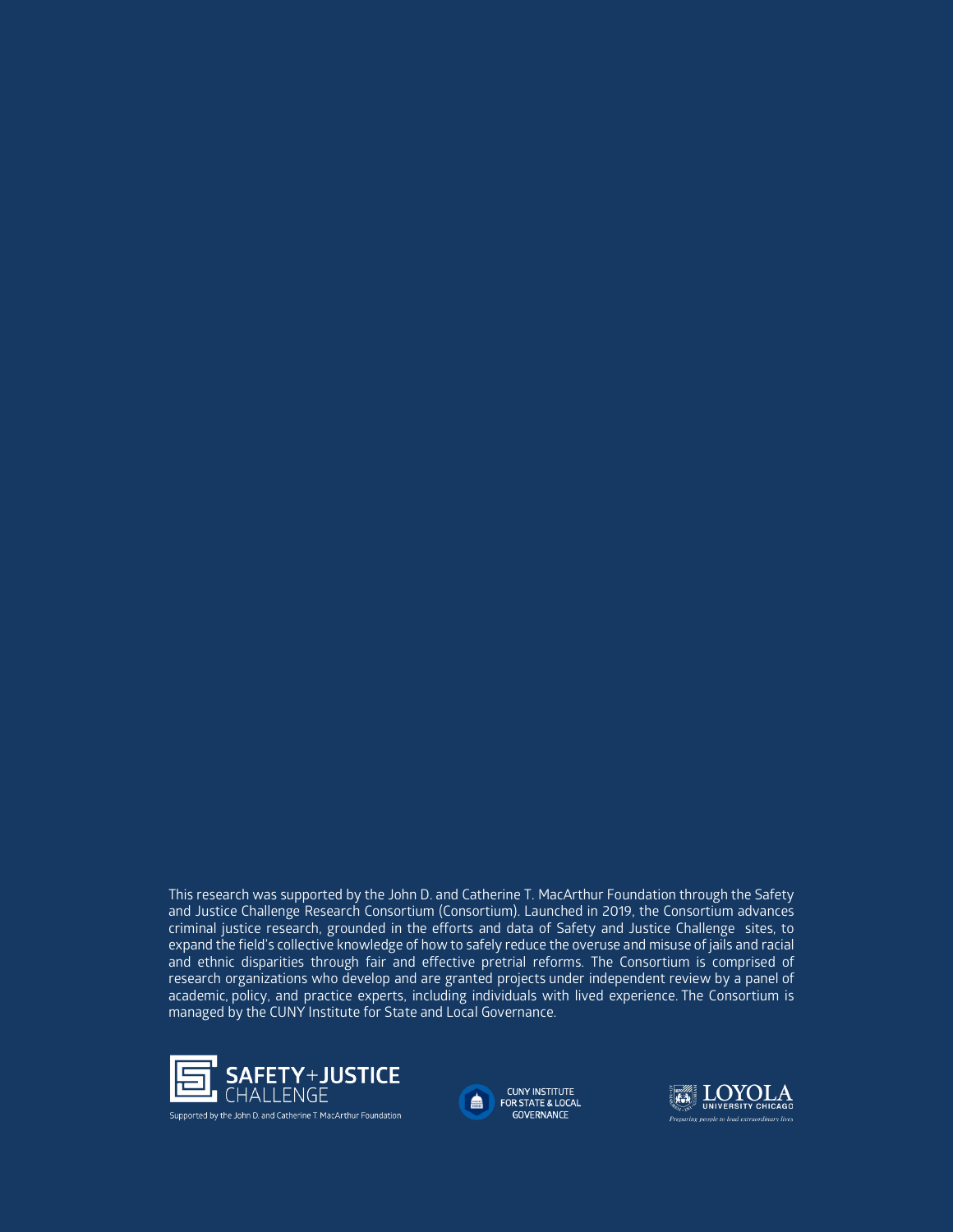This research was supported by the John D. and Catherine T. MacArthur Foundation through the Safety and Justice Challenge Research Consortium (Consortium). Launched in 2019, the Consortium advances criminal justice research, grounded in the efforts and data of Safety and Justice Challenge sites, to expand the field's collective knowledge of how to safely reduce the overuse and misuse of jails and racial and ethnic disparities through fair and effective pretrial reforms. The Consortium is comprised of research organizations who develop and are granted projects under independent review by a panel of academic, policy, and practice experts, including individuals with lived experience. The Consortium is managed by the CUNY Institute for State and Local Governance.

SAFETY+JUSTICE CHALLENGE

Supported by the John D. and Catherine T. MacArthur Foundation

CUNY INSTITUTE FOR STATE & LOCAL GOVERNANCE

LOYOLA UNIVERSITY CHICAGO

*Preparing people to lead extraordinary lives*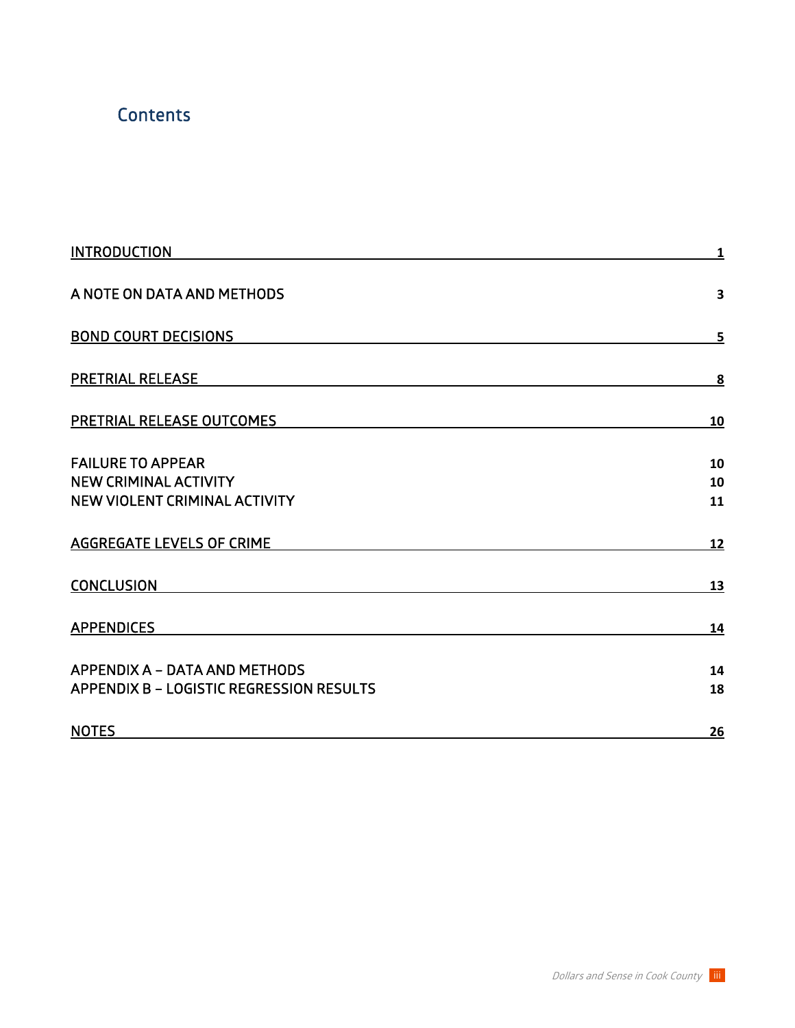## Contents

| | |
|---|---|
| INTRODUCTION | 1 |
| A NOTE ON DATA AND METHODS | 3 |
| BOND COURT DECISIONS | 5 |
| PRETRIAL RELEASE | 8 |
| PRETRIAL RELEASE OUTCOMES | 10 |
| FAILURE TO APPEAR | 10 |
| NEW CRIMINAL ACTIVITY | 10 |
| NEW VIOLENT CRIMINAL ACTIVITY | 11 |
| AGGREGATE LEVELS OF CRIME | 12 |
| CONCLUSION | 13 |
| APPENDICES | 14 |
| APPENDIX A – DATA AND METHODS | 14 |
| APPENDIX B – LOGISTIC REGRESSION RESULTS | 18 |
| NOTES | 26 |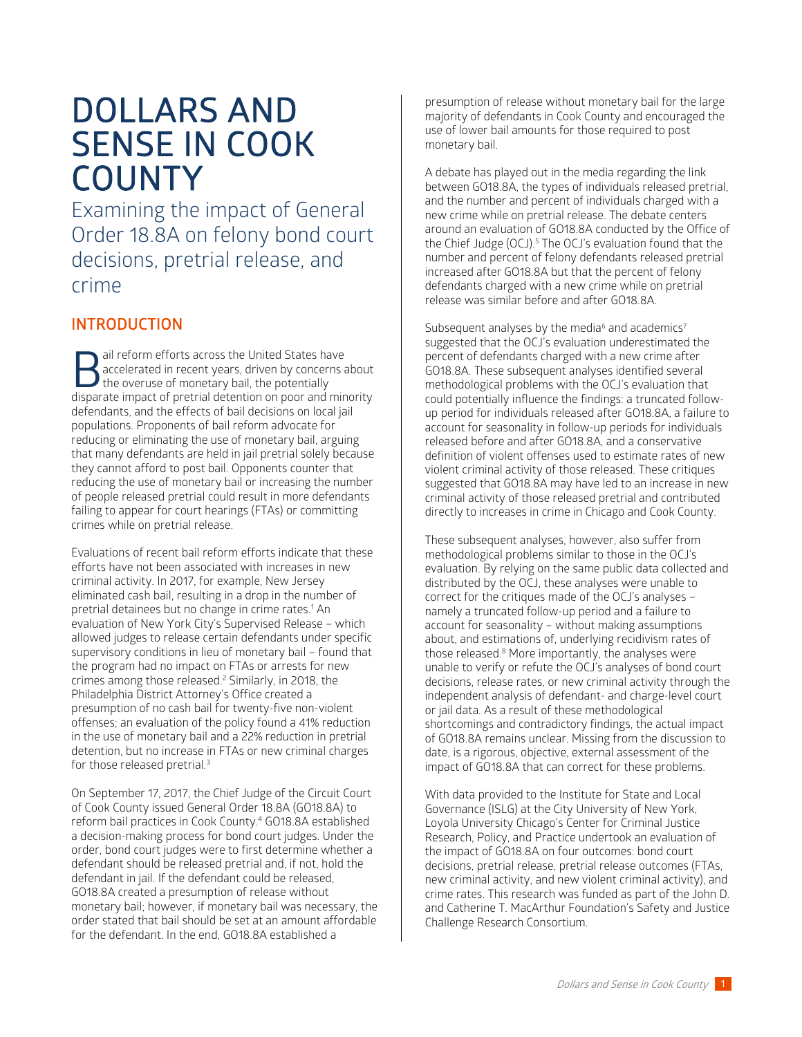# DOLLARS AND SENSE IN COOK COUNTY

Examining the impact of General Order 18.8A on felony bond court decisions, pretrial release, and crime

## INTRODUCTION

Bail reform efforts across the United States have accelerated in recent years, driven by concerns about the overuse of monetary bail, the potentially disparate impact of pretrial detention on poor and minority defendants, and the effects of bail decisions on local jail populations. Proponents of bail reform advocate for reducing or eliminating the use of monetary bail, arguing that many defendants are held in jail pretrial solely because they cannot afford to post bail. Opponents counter that reducing the use of monetary bail or increasing the number of people released pretrial could result in more defendants failing to appear for court hearings (FTAs) or committing crimes while on pretrial release.

Evaluations of recent bail reform efforts indicate that these efforts have not been associated with increases in new criminal activity. In 2017, for example, New Jersey eliminated cash bail, resulting in a drop in the number of pretrial detainees but no change in crime rates.[1] An evaluation of New York City's Supervised Release – which allowed judges to release certain defendants under specific supervisory conditions in lieu of monetary bail – found that the program had no impact on FTAs or arrests for new crimes among those released.[2] Similarly, in 2018, the Philadelphia District Attorney's Office created a presumption of no cash bail for twenty-five non-violent offenses; an evaluation of the policy found a 41% reduction in the use of monetary bail and a 22% reduction in pretrial detention, but no increase in FTAs or new criminal charges for those released pretrial.[3]

On September 17, 2017, the Chief Judge of the Circuit Court of Cook County issued General Order 18.8A (GO18.8A) to reform bail practices in Cook County.[4] GO18.8A established a decision-making process for bond court judges. Under the order, bond court judges were to first determine whether a defendant should be released pretrial and, if not, hold the defendant in jail. If the defendant could be released, GO18.8A created a presumption of release without monetary bail; however, if monetary bail was necessary, the order stated that bail should be set at an amount affordable for the defendant. In the end, GO18.8A established a presumption of release without monetary bail for the large majority of defendants in Cook County and encouraged the use of lower bail amounts for those required to post monetary bail.

A debate has played out in the media regarding the link between GO18.8A, the types of individuals released pretrial, and the number and percent of individuals charged with a new crime while on pretrial release. The debate centers around an evaluation of GO18.8A conducted by the Office of the Chief Judge (OCJ).[5] The OCJ's evaluation found that the number and percent of felony defendants released pretrial increased after GO18.8A but that the percent of felony defendants charged with a new crime while on pretrial release was similar before and after GO18.8A.

Subsequent analyses by the media[6] and academics[7] suggested that the OCJ's evaluation underestimated the percent of defendants charged with a new crime after GO18.8A. These subsequent analyses identified several methodological problems with the OCJ's evaluation that could potentially influence the findings: a truncated follow-up period for individuals released after GO18.8A, a failure to account for seasonality in follow-up periods for individuals released before and after GO18.8A, and a conservative definition of violent offenses used to estimate rates of new violent criminal activity of those released. These critiques suggested that GO18.8A may have led to an increase in new criminal activity of those released pretrial and contributed directly to increases in crime in Chicago and Cook County.

These subsequent analyses, however, also suffer from methodological problems similar to those in the OCJ's evaluation. By relying on the same public data collected and distributed by the OCJ, these analyses were unable to correct for the critiques made of the OCJ's analyses – namely a truncated follow-up period and a failure to account for seasonality – without making assumptions about, and estimations of, underlying recidivism rates of those released.[8] More importantly, the analyses were unable to verify or refute the OCJ's analyses of bond court decisions, release rates, or new criminal activity through the independent analysis of defendant- and charge-level court or jail data. As a result of these methodological shortcomings and contradictory findings, the actual impact of GO18.8A remains unclear. Missing from the discussion to date, is a rigorous, objective, external assessment of the impact of GO18.8A that can correct for these problems.

With data provided to the Institute for State and Local Governance (ISLG) at the City University of New York, Loyola University Chicago's Center for Criminal Justice Research, Policy, and Practice undertook an evaluation of the impact of GO18.8A on four outcomes: bond court decisions, pretrial release, pretrial release outcomes (FTAs, new criminal activity, and new violent criminal activity), and crime rates. This research was funded as part of the John D. and Catherine T. MacArthur Foundation's Safety and Justice Challenge Research Consortium.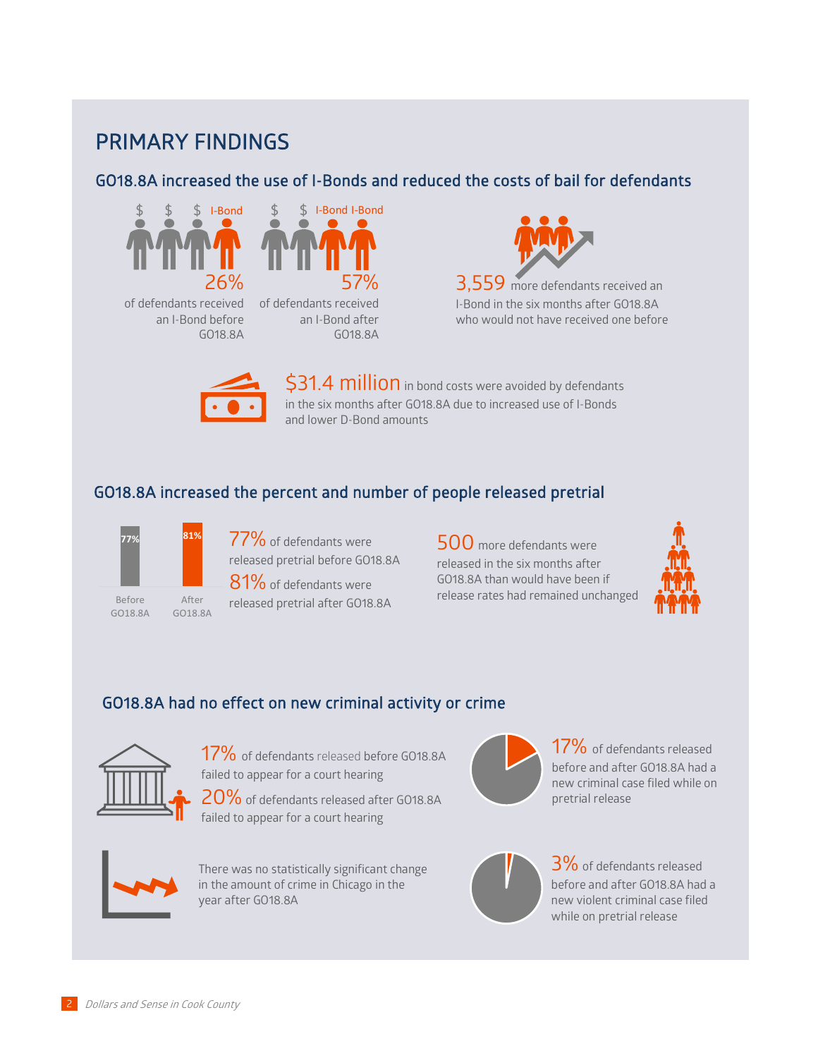## PRIMARY FINDINGS

### GO18.8A increased the use of I-Bonds and reduced the costs of bail for defendants

$ $ $ I-Bond

**26%** of defendants received an I-Bond before GO18.8A

$ $ I-Bond I-Bond

**57%** of defendants received an I-Bond after GO18.8A

**3,559** more defendants received an I-Bond in the six months after GO18.8A who would not have received one before

**$31.4 million** in bond costs were avoided by defendants in the six months after GO18.8A due to increased use of I-Bonds and lower D-Bond amounts

### GO18.8A increased the percent and number of people released pretrial

| Before GO18.8A | After GO18.8A |
|---|---|
| 77% | 81% |

**77%** of defendants were released pretrial before GO18.8A

**81%** of defendants were released pretrial after GO18.8A

**500** more defendants were released in the six months after GO18.8A than would have been if release rates had remained unchanged

### GO18.8A had no effect on new criminal activity or crime

**17%** of defendants released before GO18.8A failed to appear for a court hearing

**20%** of defendants released after GO18.8A failed to appear for a court hearing

**17%** of defendants released before and after GO18.8A had a new criminal case filed while on pretrial release

There was no statistically significant change in the amount of crime in Chicago in the year after GO18.8A

**3%** of defendants released before and after GO18.8A had a new violent criminal case filed while on pretrial release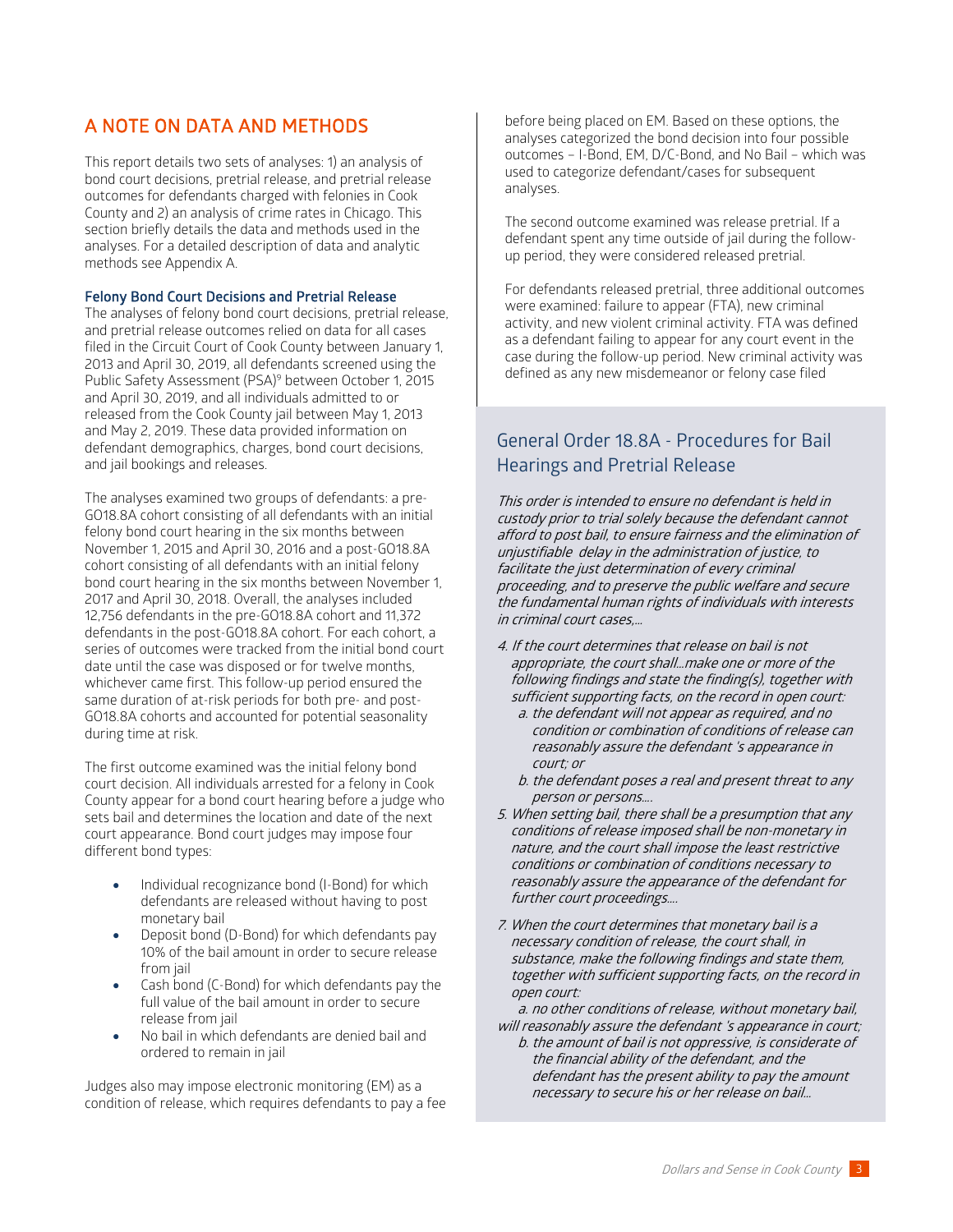## A NOTE ON DATA AND METHODS

This report details two sets of analyses: 1) an analysis of bond court decisions, pretrial release, and pretrial release outcomes for defendants charged with felonies in Cook County and 2) an analysis of crime rates in Chicago. This section briefly details the data and methods used in the analyses. For a detailed description of data and analytic methods see Appendix A.

### Felony Bond Court Decisions and Pretrial Release

The analyses of felony bond court decisions, pretrial release, and pretrial release outcomes relied on data for all cases filed in the Circuit Court of Cook County between January 1, 2013 and April 30, 2019, all defendants screened using the Public Safety Assessment (PSA)[9] between October 1, 2015 and April 30, 2019, and all individuals admitted to or released from the Cook County jail between May 1, 2013 and May 2, 2019. These data provided information on defendant demographics, charges, bond court decisions, and jail bookings and releases.

The analyses examined two groups of defendants: a pre-GO18.8A cohort consisting of all defendants with an initial felony bond court hearing in the six months between November 1, 2015 and April 30, 2016 and a post-GO18.8A cohort consisting of all defendants with an initial felony bond court hearing in the six months between November 1, 2017 and April 30, 2018. Overall, the analyses included 12,756 defendants in the pre-GO18.8A cohort and 11,372 defendants in the post-GO18.8A cohort. For each cohort, a series of outcomes were tracked from the initial bond court date until the case was disposed or for twelve months, whichever came first. This follow-up period ensured the same duration of at-risk periods for both pre- and post-GO18.8A cohorts and accounted for potential seasonality during time at risk.

The first outcome examined was the initial felony bond court decision. All individuals arrested for a felony in Cook County appear for a bond court hearing before a judge who sets bail and determines the location and date of the next court appearance. Bond court judges may impose four different bond types:

- Individual recognizance bond (I-Bond) for which defendants are released without having to post monetary bail
- Deposit bond (D-Bond) for which defendants pay 10% of the bail amount in order to secure release from jail
- Cash bond (C-Bond) for which defendants pay the full value of the bail amount in order to secure release from jail
- No bail in which defendants are denied bail and ordered to remain in jail

Judges also may impose electronic monitoring (EM) as a condition of release, which requires defendants to pay a fee before being placed on EM. Based on these options, the analyses categorized the bond decision into four possible outcomes – I-Bond, EM, D/C-Bond, and No Bail – which was used to categorize defendant/cases for subsequent analyses.

The second outcome examined was release pretrial. If a defendant spent any time outside of jail during the follow-up period, they were considered released pretrial.

For defendants released pretrial, three additional outcomes were examined: failure to appear (FTA), new criminal activity, and new violent criminal activity. FTA was defined as a defendant failing to appear for any court event in the case during the follow-up period. New criminal activity was defined as any new misdemeanor or felony case filed

### General Order 18.8A - Procedures for Bail Hearings and Pretrial Release

*This order is intended to ensure no defendant is held in custody prior to trial solely because the defendant cannot afford to post bail, to ensure fairness and the elimination of unjustifiable delay in the administration of justice, to facilitate the just determination of every criminal proceeding, and to preserve the public welfare and secure the fundamental human rights of individuals with interests in criminal court cases,...*

*4. If the court determines that release on bail is not appropriate, the court shall...make one or more of the following findings and state the finding(s), together with sufficient supporting facts, on the record in open court:*
*a. the defendant will not appear as required, and no condition or combination of conditions of release can reasonably assure the defendant 's appearance in court; or*
*b. the defendant poses a real and present threat to any person or persons....*

*5. When setting bail, there shall be a presumption that any conditions of release imposed shall be non-monetary in nature, and the court shall impose the least restrictive conditions or combination of conditions necessary to reasonably assure the appearance of the defendant for further court proceedings....*

*7. When the court determines that monetary bail is a necessary condition of release, the court shall, in substance, make the following findings and state them, together with sufficient supporting facts, on the record in open court:*
*a. no other conditions of release, without monetary bail, will reasonably assure the defendant 's appearance in court;*
*b. the amount of bail is not oppressive, is considerate of the financial ability of the defendant, and the defendant has the present ability to pay the amount necessary to secure his or her release on bail...*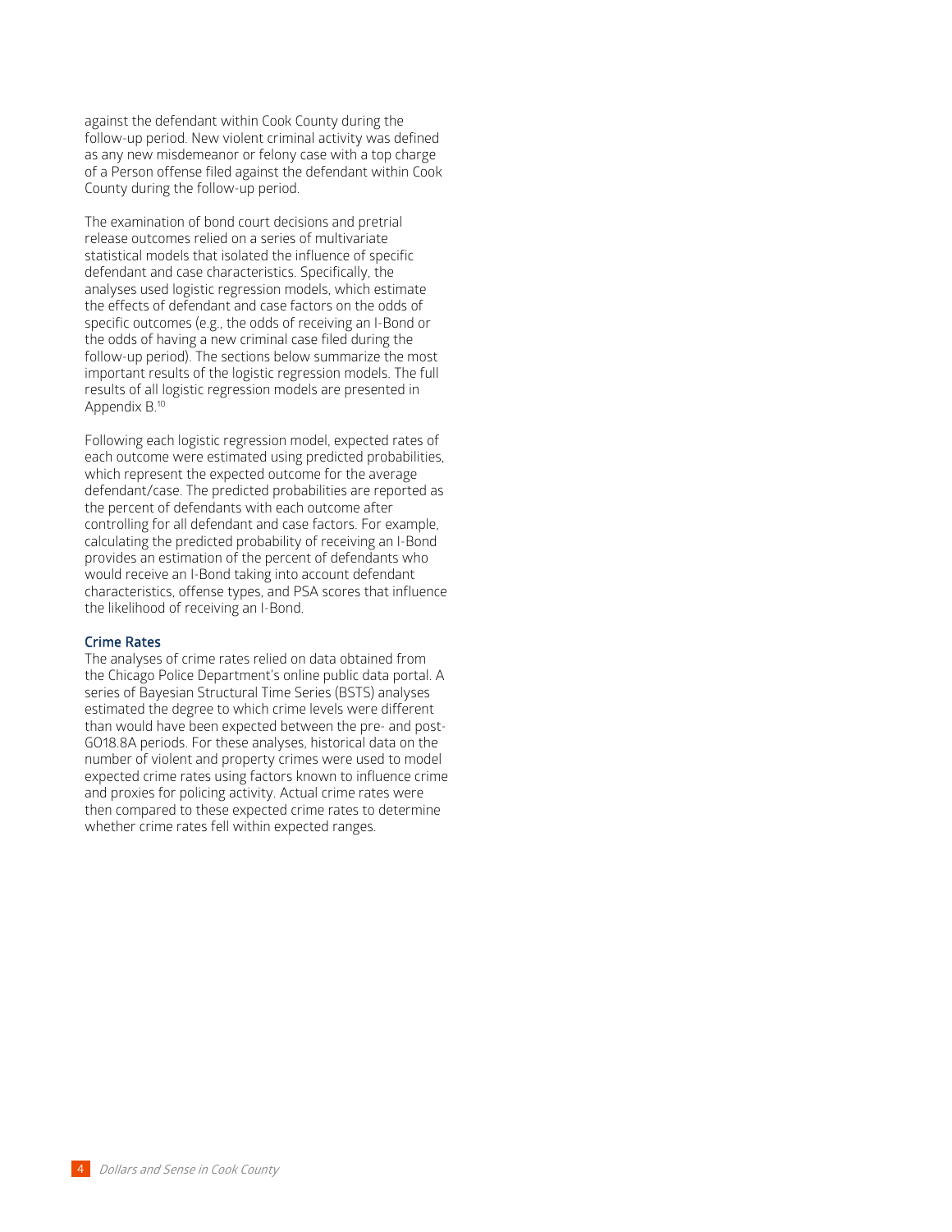against the defendant within Cook County during the follow-up period. New violent criminal activity was defined as any new misdemeanor or felony case with a top charge of a Person offense filed against the defendant within Cook County during the follow-up period.

The examination of bond court decisions and pretrial release outcomes relied on a series of multivariate statistical models that isolated the influence of specific defendant and case characteristics. Specifically, the analyses used logistic regression models, which estimate the effects of defendant and case factors on the odds of specific outcomes (e.g., the odds of receiving an I-Bond or the odds of having a new criminal case filed during the follow-up period). The sections below summarize the most important results of the logistic regression models. The full results of all logistic regression models are presented in Appendix B.[10]

Following each logistic regression model, expected rates of each outcome were estimated using predicted probabilities, which represent the expected outcome for the average defendant/case. The predicted probabilities are reported as the percent of defendants with each outcome after controlling for all defendant and case factors. For example, calculating the predicted probability of receiving an I-Bond provides an estimation of the percent of defendants who would receive an I-Bond taking into account defendant characteristics, offense types, and PSA scores that influence the likelihood of receiving an I-Bond.

### Crime Rates

The analyses of crime rates relied on data obtained from the Chicago Police Department's online public data portal. A series of Bayesian Structural Time Series (BSTS) analyses estimated the degree to which crime levels were different than would have been expected between the pre- and post-GO18.8A periods. For these analyses, historical data on the number of violent and property crimes were used to model expected crime rates using factors known to influence crime and proxies for policing activity. Actual crime rates were then compared to these expected crime rates to determine whether crime rates fell within expected ranges.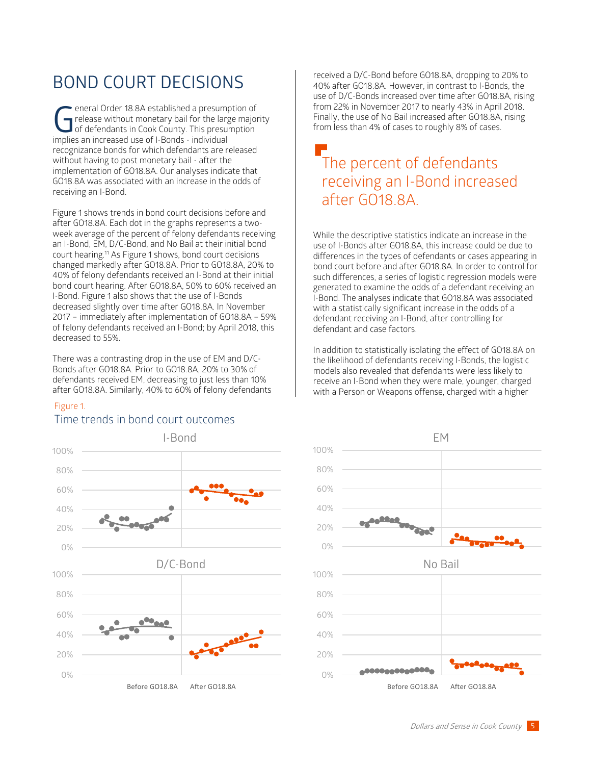# BOND COURT DECISIONS

General Order 18.8A established a presumption of release without monetary bail for the large majority of defendants in Cook County. This presumption implies an increased use of I-Bonds - individual recognizance bonds for which defendants are released without having to post monetary bail - after the implementation of GO18.8A. Our analyses indicate that GO18.8A was associated with an increase in the odds of receiving an I-Bond.

Figure 1 shows trends in bond court decisions before and after GO18.8A. Each dot in the graphs represents a two-week average of the percent of felony defendants receiving an I-Bond, EM, D/C-Bond, and No Bail at their initial bond court hearing.[11] As Figure 1 shows, bond court decisions changed markedly after GO18.8A. Prior to GO18.8A, 20% to 40% of felony defendants received an I-Bond at their initial bond court hearing. After GO18.8A, 50% to 60% received an I-Bond. Figure 1 also shows that the use of I-Bonds decreased slightly over time after GO18.8A. In November 2017 – immediately after implementation of GO18.8A – 59% of felony defendants received an I-Bond; by April 2018, this decreased to 55%.

There was a contrasting drop in the use of EM and D/C-Bonds after GO18.8A. Prior to GO18.8A, 20% to 30% of defendants received EM, decreasing to just less than 10% after GO18.8A. Similarly, 40% to 60% of felony defendants received a D/C-Bond before GO18.8A, dropping to 20% to 40% after GO18.8A. However, in contrast to I-Bonds, the use of D/C-Bonds increased over time after GO18.8A, rising from 22% in November 2017 to nearly 43% in April 2018. Finally, the use of No Bail increased after GO18.8A, rising from less than 4% of cases to roughly 8% of cases.

> The percent of defendants receiving an I-Bond increased after GO18.8A.

While the descriptive statistics indicate an increase in the use of I-Bonds after GO18.8A, this increase could be due to differences in the types of defendants or cases appearing in bond court before and after GO18.8A. In order to control for such differences, a series of logistic regression models were generated to examine the odds of a defendant receiving an I-Bond. The analyses indicate that GO18.8A was associated with a statistically significant increase in the odds of a defendant receiving an I-Bond, after controlling for defendant and case factors.

In addition to statistically isolating the effect of GO18.8A on the likelihood of defendants receiving I-Bonds, the logistic models also revealed that defendants were less likely to receive an I-Bond when they were male, younger, charged with a Person or Weapons offense, charged with a higher

Figure 1.

Time trends in bond court outcomes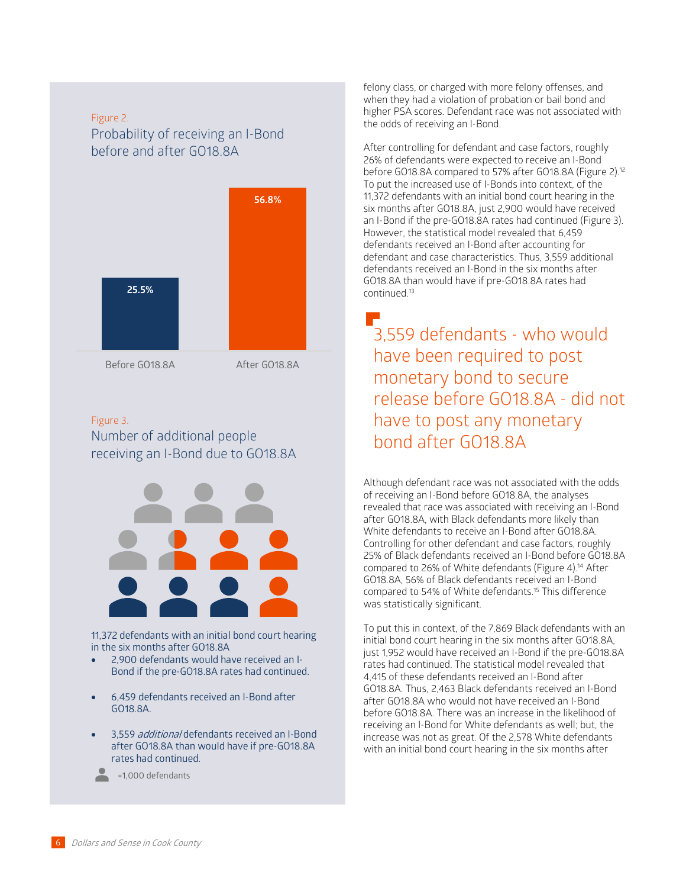Figure 2.

Probability of receiving an I-Bond before and after GO18.8A

| | Before GO18.8A | After GO18.8A |
|---|---|---|
| Probability of receiving an I-Bond | 25.5% | 56.8% |

Figure 3.

Number of additional people receiving an I-Bond due to GO18.8A

11,372 defendants with an initial bond court hearing in the six months after GO18.8A

- 2,900 defendants would have received an I-Bond if the pre-GO18.8A rates had continued.
- 6,459 defendants received an I-Bond after GO18.8A.
- 3,559 *additional* defendants received an I-Bond after GO18.8A than would have if pre-GO18.8A rates had continued.

=1,000 defendants

felony class, or charged with more felony offenses, and when they had a violation of probation or bail bond and higher PSA scores. Defendant race was not associated with the odds of receiving an I-Bond.

After controlling for defendant and case factors, roughly 26% of defendants were expected to receive an I-Bond before GO18.8A compared to 57% after GO18.8A (Figure 2).[12] To put the increased use of I-Bonds into context, of the 11,372 defendants with an initial bond court hearing in the six months after GO18.8A, just 2,900 would have received an I-Bond if the pre-GO18.8A rates had continued (Figure 3). However, the statistical model revealed that 6,459 defendants received an I-Bond after accounting for defendant and case characteristics. Thus, 3,559 additional defendants received an I-Bond in the six months after GO18.8A than would have if pre-GO18.8A rates had continued.[13]

> 3,559 defendants - who would have been required to post monetary bond to secure release before GO18.8A - did not have to post any monetary bond after GO18.8A

Although defendant race was not associated with the odds of receiving an I-Bond before GO18.8A, the analyses revealed that race was associated with receiving an I-Bond after GO18.8A, with Black defendants more likely than White defendants to receive an I-Bond after GO18.8A. Controlling for other defendant and case factors, roughly 25% of Black defendants received an I-Bond before GO18.8A compared to 26% of White defendants (Figure 4).[14] After GO18.8A, 56% of Black defendants received an I-Bond compared to 54% of White defendants.[15] This difference was statistically significant.

To put this in context, of the 7,869 Black defendants with an initial bond court hearing in the six months after GO18.8A, just 1,952 would have received an I-Bond if the pre-GO18.8A rates had continued. The statistical model revealed that 4,415 of these defendants received an I-Bond after GO18.8A. Thus, 2,463 Black defendants received an I-Bond after GO18.8A who would not have received an I-Bond before GO18.8A. There was an increase in the likelihood of receiving an I-Bond for White defendants as well; but, the increase was not as great. Of the 2,578 White defendants with an initial bond court hearing in the six months after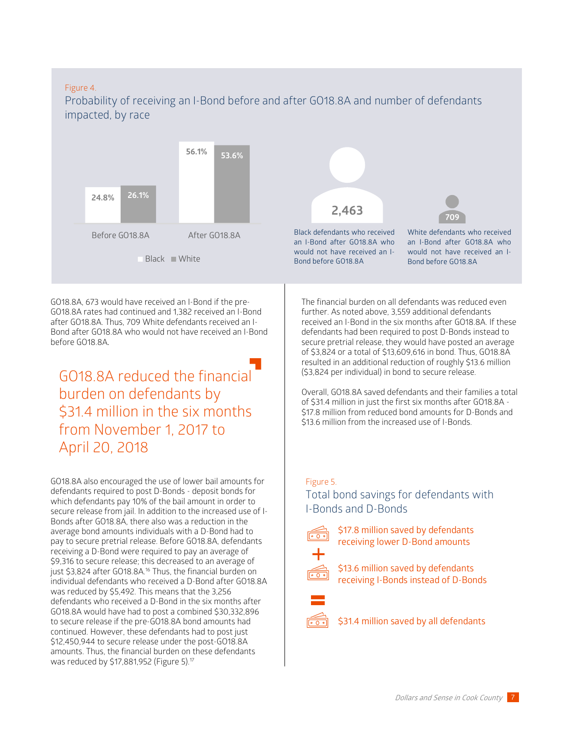Figure 4.

## Probability of receiving an I-Bond before and after GO18.8A and number of defendants impacted, by race

| | Black | White |
|---|---|---|
| Before GO18.8A | 24.8% | 26.1% |
| After GO18.8A | 56.1% | 53.6% |

**2,463** Black defendants who received an I-Bond after GO18.8A who would not have received an I-Bond before GO18.8A

**709** White defendants who received an I-Bond after GO18.8A who would not have received an I-Bond before GO18.8A

GO18.8A, 673 would have received an I-Bond if the pre-GO18.8A rates had continued and 1,382 received an I-Bond after GO18.8A. Thus, 709 White defendants received an I-Bond after GO18.8A who would not have received an I-Bond before GO18.8A.

> GO18.8A reduced the financial burden on defendants by $31.4 million in the six months from November 1, 2017 to April 20, 2018

GO18.8A also encouraged the use of lower bail amounts for defendants required to post D-Bonds - deposit bonds for which defendants pay 10% of the bail amount in order to secure release from jail. In addition to the increased use of I-Bonds after GO18.8A, there also was a reduction in the average bond amounts individuals with a D-Bond had to pay to secure pretrial release. Before GO18.8A, defendants receiving a D-Bond were required to pay an average of $9,316 to secure release; this decreased to an average of just $3,824 after GO18.8A.[16] Thus, the financial burden on individual defendants who received a D-Bond after GO18.8A was reduced by $5,492. This means that the 3,256 defendants who received a D-Bond in the six months after GO18.8A would have had to post a combined $30,332,896 to secure release if the pre-GO18.8A bond amounts had continued. However, these defendants had to post just $12,450,944 to secure release under the post-GO18.8A amounts. Thus, the financial burden on these defendants was reduced by $17,881,952 (Figure 5).[17]

The financial burden on all defendants was reduced even further. As noted above, 3,559 additional defendants received an I-Bond in the six months after GO18.8A. If these defendants had been required to post D-Bonds instead to secure pretrial release, they would have posted an average of $3,824 or a total of $13,609,616 in bond. Thus, GO18.8A resulted in an additional reduction of roughly $13.6 million ($3,824 per individual) in bond to secure release.

Overall, GO18.8A saved defendants and their families a total of $31.4 million in just the first six months after GO18.8A - $17.8 million from reduced bond amounts for D-Bonds and $13.6 million from the increased use of I-Bonds.

Figure 5.

## Total bond savings for defendants with I-Bonds and D-Bonds

$17.8 million saved by defendants receiving lower D-Bond amounts

+

$13.6 million saved by defendants receiving I-Bonds instead of D-Bonds

=

$31.4 million saved by all defendants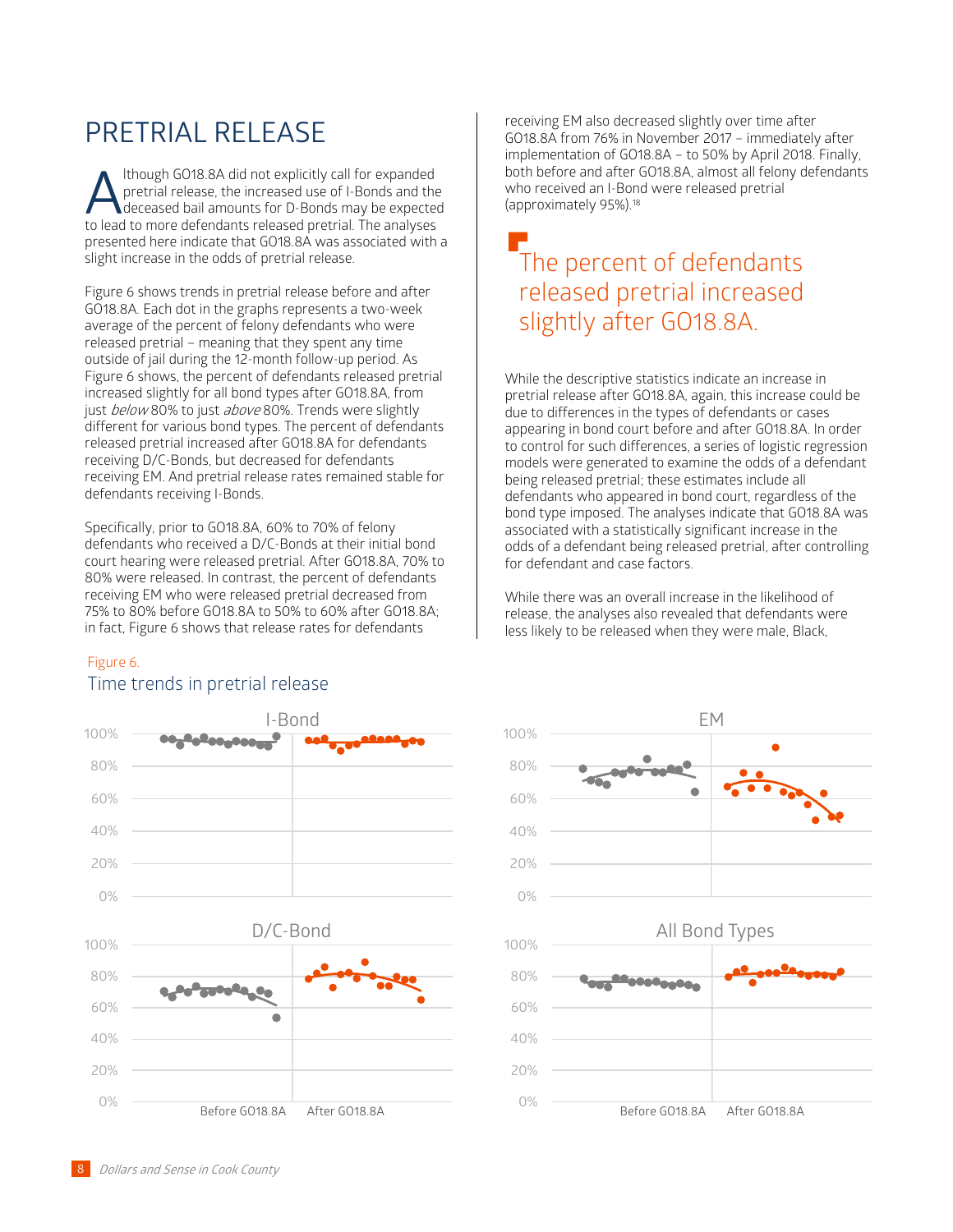// PRETRIAL RELEASE

Although GO18.8A did not explicitly call for expanded pretrial release, the increased use of I-Bonds and the deceased bail amounts for D-Bonds may be expected to lead to more defendants released pretrial. The analyses presented here indicate that GO18.8A was associated with a slight increase in the odds of pretrial release.

Figure 6 shows trends in pretrial release before and after GO18.8A. Each dot in the graphs represents a two-week average of the percent of felony defendants who were released pretrial – meaning that they spent any time outside of jail during the 12-month follow-up period. As Figure 6 shows, the percent of defendants released pretrial increased slightly for all bond types after GO18.8A, from just *below* 80% to just *above* 80%. Trends were slightly different for various bond types. The percent of defendants released pretrial increased after GO18.8A for defendants receiving D/C-Bonds, but decreased for defendants receiving EM. And pretrial release rates remained stable for defendants receiving I-Bonds.

Specifically, prior to GO18.8A, 60% to 70% of felony defendants who received a D/C-Bonds at their initial bond court hearing were released pretrial. After GO18.8A, 70% to 80% were released. In contrast, the percent of defendants receiving EM who were released pretrial decreased from 75% to 80% before GO18.8A to 50% to 60% after GO18.8A; in fact, Figure 6 shows that release rates for defendants receiving EM also decreased slightly over time after GO18.8A from 76% in November 2017 – immediately after implementation of GO18.8A – to 50% by April 2018. Finally, both before and after GO18.8A, almost all felony defendants who received an I-Bond were released pretrial (approximately 95%).[18]

> The percent of defendants released pretrial increased slightly after GO18.8A.

While the descriptive statistics indicate an increase in pretrial release after GO18.8A, again, this increase could be due to differences in the types of defendants or cases appearing in bond court before and after GO18.8A. In order to control for such differences, a series of logistic regression models were generated to examine the odds of a defendant being released pretrial; these estimates include all defendants who appeared in bond court, regardless of the bond type imposed. The analyses indicate that GO18.8A was associated with a statistically significant increase in the odds of a defendant being released pretrial, after controlling for defendant and case factors.

While there was an overall increase in the likelihood of release, the analyses also revealed that defendants were less likely to be released when they were male, Black,

Figure 6.
Time trends in pretrial release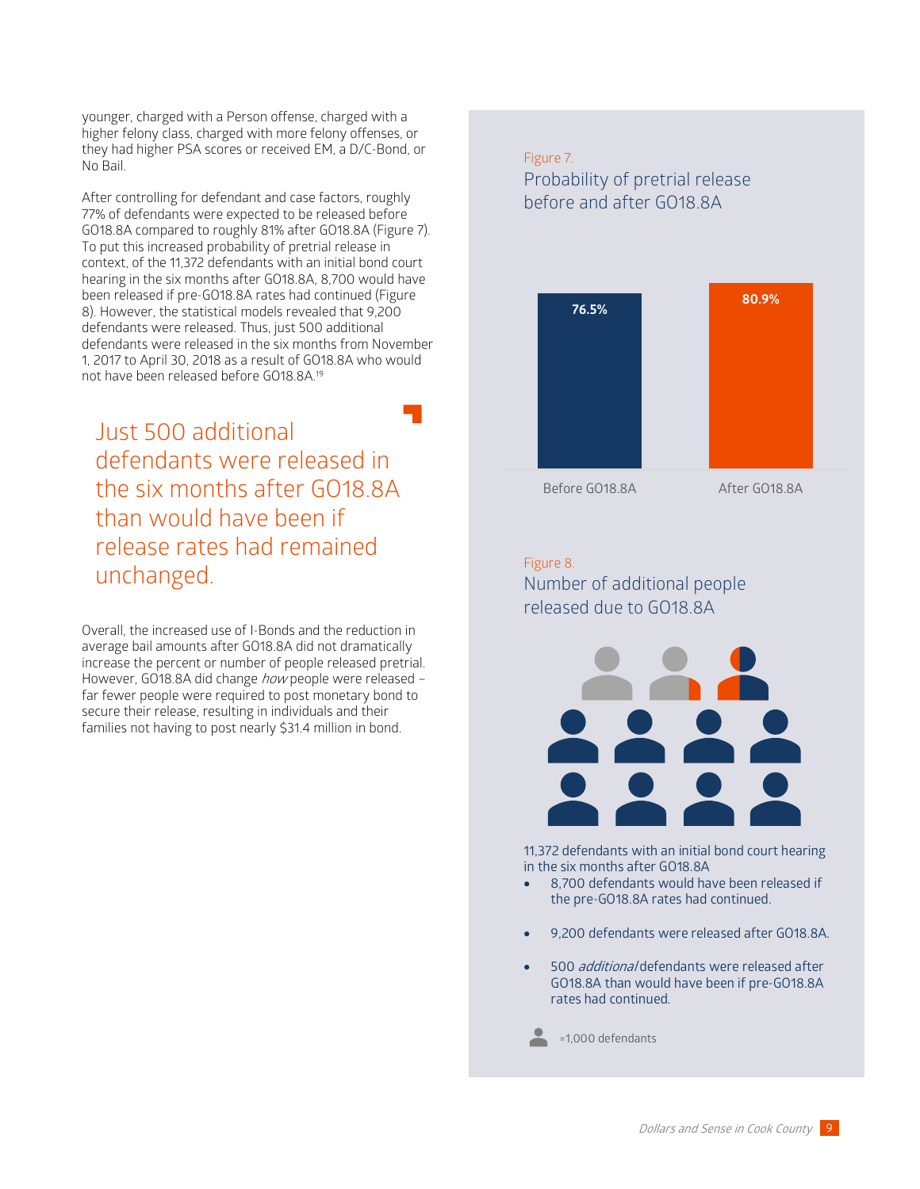younger, charged with a Person offense, charged with a higher felony class, charged with more felony offenses, or they had higher PSA scores or received EM, a D/C-Bond, or No Bail.

After controlling for defendant and case factors, roughly 77% of defendants were expected to be released before GO18.8A compared to roughly 81% after GO18.8A (Figure 7). To put this increased probability of pretrial release in context, of the 11,372 defendants with an initial bond court hearing in the six months after GO18.8A, 8,700 would have been released if pre-GO18.8A rates had continued (Figure 8). However, the statistical models revealed that 9,200 defendants were released. Thus, just 500 additional defendants were released in the six months from November 1, 2017 to April 30, 2018 as a result of GO18.8A who would not have been released before GO18.8A.[19]

> Just 500 additional defendants were released in the six months after GO18.8A than would have been if release rates had remained unchanged.

Overall, the increased use of I-Bonds and the reduction in average bail amounts after GO18.8A did not dramatically increase the percent or number of people released pretrial. However, GO18.8A did change *how* people were released – far fewer people were required to post monetary bond to secure their release, resulting in individuals and their families not having to post nearly $31.4 million in bond.

Figure 7.
Probability of pretrial release before and after GO18.8A

| | Before GO18.8A | After GO18.8A |
|---|---|---|
| Probability of pretrial release | 76.5% | 80.9% |

Figure 8.
Number of additional people released due to GO18.8A

11,372 defendants with an initial bond court hearing in the six months after GO18.8A

- 8,700 defendants would have been released if the pre-GO18.8A rates had continued.
- 9,200 defendants were released after GO18.8A.
- 500 *additional* defendants were released after GO18.8A than would have been if pre-GO18.8A rates had continued.

=1,000 defendants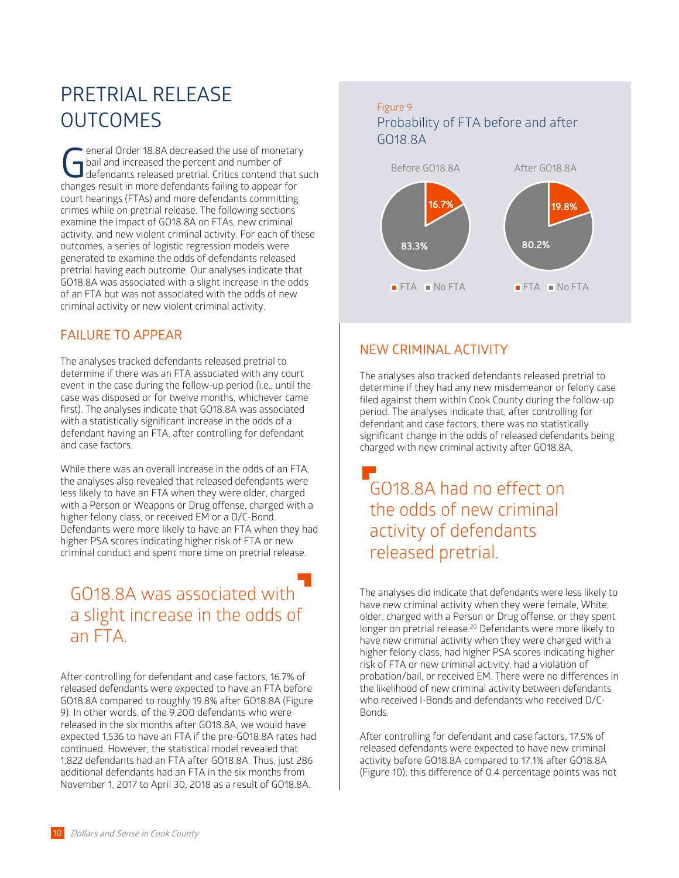# PRETRIAL RELEASE OUTCOMES

General Order 18.8A decreased the use of monetary bail and increased the percent and number of defendants released pretrial. Critics contend that such changes result in more defendants failing to appear for court hearings (FTAs) and more defendants committing crimes while on pretrial release. The following sections examine the impact of GO18.8A on FTAs, new criminal activity, and new violent criminal activity. For each of these outcomes, a series of logistic regression models were generated to examine the odds of defendants released pretrial having each outcome. Our analyses indicate that GO18.8A was associated with a slight increase in the odds of an FTA but was not associated with the odds of new criminal activity or new violent criminal activity.

## FAILURE TO APPEAR

The analyses tracked defendants released pretrial to determine if there was an FTA associated with any court event in the case during the follow-up period (i.e., until the case was disposed or for twelve months, whichever came first). The analyses indicate that GO18.8A was associated with a statistically significant increase in the odds of a defendant having an FTA, after controlling for defendant and case factors.

While there was an overall increase in the odds of an FTA, the analyses also revealed that released defendants were less likely to have an FTA when they were older, charged with a Person or Weapons or Drug offense, charged with a higher felony class, or received EM or a D/C-Bond. Defendants were more likely to have an FTA when they had higher PSA scores indicating higher risk of FTA or new criminal conduct and spent more time on pretrial release.

> GO18.8A was associated with a slight increase in the odds of an FTA.

After controlling for defendant and case factors, 16.7% of released defendants were expected to have an FTA before GO18.8A compared to roughly 19.8% after GO18.8A (Figure 9). In other words, of the 9,200 defendants who were released in the six months after GO18.8A, we would have expected 1,536 to have an FTA if the pre-GO18.8A rates had continued. However, the statistical model revealed that 1,822 defendants had an FTA after GO18.8A. Thus, just 286 additional defendants had an FTA in the six months from November 1, 2017 to April 30, 2018 as a result of GO18.8A.

Figure 9.
Probability of FTA before and after GO18.8A

| | Before GO18.8A | After GO18.8A |
|---|---|---|
| FTA | 16.7% | 19.8% |
| No FTA | 83.3% | 80.2% |

## NEW CRIMINAL ACTIVITY

The analyses also tracked defendants released pretrial to determine if they had any new misdemeanor or felony case filed against them within Cook County during the follow-up period. The analyses indicate that, after controlling for defendant and case factors, there was no statistically significant change in the odds of released defendants being charged with new criminal activity after GO18.8A.

> GO18.8A had no effect on the odds of new criminal activity of defendants released pretrial.

The analyses did indicate that defendants were less likely to have new criminal activity when they were female, White, older, charged with a Person or Drug offense, or they spent longer on pretrial release.[20] Defendants were more likely to have new criminal activity when they were charged with a higher felony class, had higher PSA scores indicating higher risk of FTA or new criminal activity, had a violation of probation/bail, or received EM. There were no differences in the likelihood of new criminal activity between defendants who received I-Bonds and defendants who received D/C-Bonds.

After controlling for defendant and case factors, 17.5% of released defendants were expected to have new criminal activity before GO18.8A compared to 17.1% after GO18.8A (Figure 10); this difference of 0.4 percentage points was not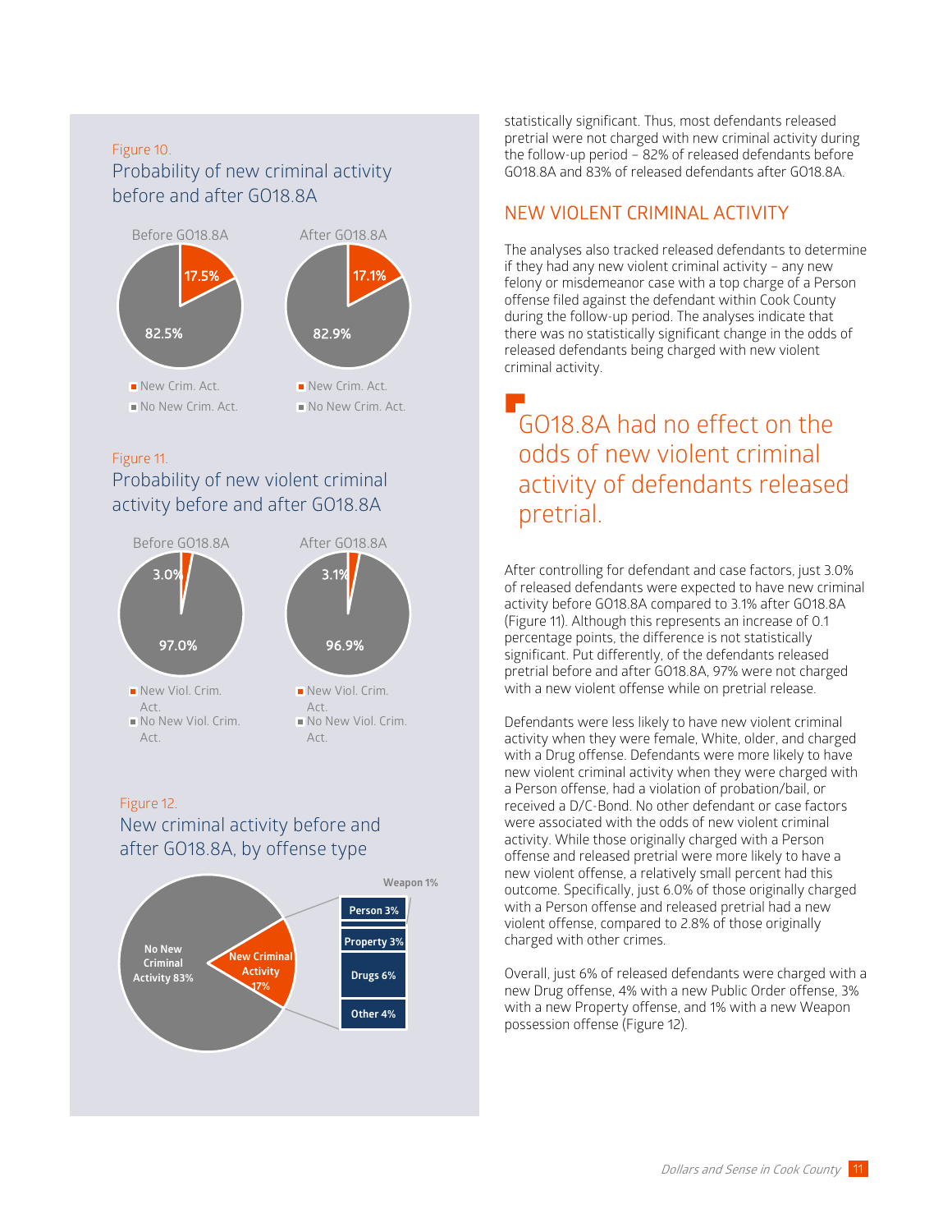Figure 10.

Probability of new criminal activity before and after GO18.8A

Before GO18.8A: New Crim. Act. 17.5%; No New Crim. Act. 82.5%

After GO18.8A: New Crim. Act. 17.1%; No New Crim. Act. 82.9%

Figure 11.

Probability of new violent criminal activity before and after GO18.8A

Before GO18.8A: New Viol. Crim. Act. 3.0%; No New Viol. Crim. Act. 97.0%

After GO18.8A: New Viol. Crim. Act. 3.1%; No New Viol. Crim. Act. 96.9%

Figure 12.

New criminal activity before and after GO18.8A, by offense type

No New Criminal Activity 83%; New Criminal Activity 17%: Weapon 1%, Person 3%, Property 3%, Drugs 6%, Other 4%

statistically significant. Thus, most defendants released pretrial were not charged with new criminal activity during the follow-up period – 82% of released defendants before GO18.8A and 83% of released defendants after GO18.8A.

## NEW VIOLENT CRIMINAL ACTIVITY

The analyses also tracked released defendants to determine if they had any new violent criminal activity – any new felony or misdemeanor case with a top charge of a Person offense filed against the defendant within Cook County during the follow-up period. The analyses indicate that there was no statistically significant change in the odds of released defendants being charged with new violent criminal activity.

> GO18.8A had no effect on the odds of new violent criminal activity of defendants released pretrial.

After controlling for defendant and case factors, just 3.0% of released defendants were expected to have new criminal activity before GO18.8A compared to 3.1% after GO18.8A (Figure 11). Although this represents an increase of 0.1 percentage points, the difference is not statistically significant. Put differently, of the defendants released pretrial before and after GO18.8A, 97% were not charged with a new violent offense while on pretrial release.

Defendants were less likely to have new violent criminal activity when they were female, White, older, and charged with a Drug offense. Defendants were more likely to have new violent criminal activity when they were charged with a Person offense, had a violation of probation/bail, or received a D/C-Bond. No other defendant or case factors were associated with the odds of new violent criminal activity. While those originally charged with a Person offense and released pretrial were more likely to have a new violent offense, a relatively small percent had this outcome. Specifically, just 6.0% of those originally charged with a Person offense and released pretrial had a new violent offense, compared to 2.8% of those originally charged with other crimes.

Overall, just 6% of released defendants were charged with a new Drug offense, 4% with a new Public Order offense, 3% with a new Property offense, and 1% with a new Weapon possession offense (Figure 12).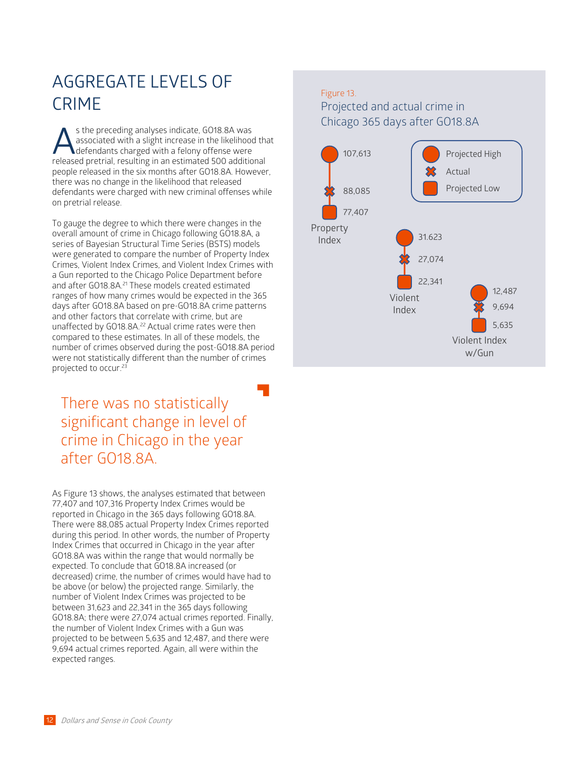# AGGREGATE LEVELS OF CRIME

As the preceding analyses indicate, GO18.8A was associated with a slight increase in the likelihood that defendants charged with a felony offense were released pretrial, resulting in an estimated 500 additional people released in the six months after GO18.8A. However, there was no change in the likelihood that released defendants were charged with new criminal offenses while on pretrial release.

To gauge the degree to which there were changes in the overall amount of crime in Chicago following GO18.8A, a series of Bayesian Structural Time Series (BSTS) models were generated to compare the number of Property Index Crimes, Violent Index Crimes, and Violent Index Crimes with a Gun reported to the Chicago Police Department before and after GO18.8A.[21] These models created estimated ranges of how many crimes would be expected in the 365 days after GO18.8A based on pre-GO18.8A crime patterns and other factors that correlate with crime, but are unaffected by GO18.8A.[22] Actual crime rates were then compared to these estimates. In all of these models, the number of crimes observed during the post-GO18.8A period were not statistically different than the number of crimes projected to occur.[23]

> There was no statistically significant change in level of crime in Chicago in the year after GO18.8A.

As Figure 13 shows, the analyses estimated that between 77,407 and 107,316 Property Index Crimes would be reported in Chicago in the 365 days following GO18.8A. There were 88,085 actual Property Index Crimes reported during this period. In other words, the number of Property Index Crimes that occurred in Chicago in the year after GO18.8A was within the range that would normally be expected. To conclude that GO18.8A increased (or decreased) crime, the number of crimes would have had to be above (or below) the projected range. Similarly, the number of Violent Index Crimes was projected to be between 31,623 and 22,341 in the 365 days following GO18.8A; there were 27,074 actual crimes reported. Finally, the number of Violent Index Crimes with a Gun was projected to be between 5,635 and 12,487, and there were 9,694 actual crimes reported. Again, all were within the expected ranges.

Figure 13.
Projected and actual crime in Chicago 365 days after GO18.8A

| | Projected High | Actual | Projected Low |
|---|---|---|---|
| Property Index | 107,613 | 88,085 | 77,407 |
| Violent Index | 31.623 | 27,074 | 22,341 |
| Violent Index w/Gun | 12,487 | 9,694 | 5,635 |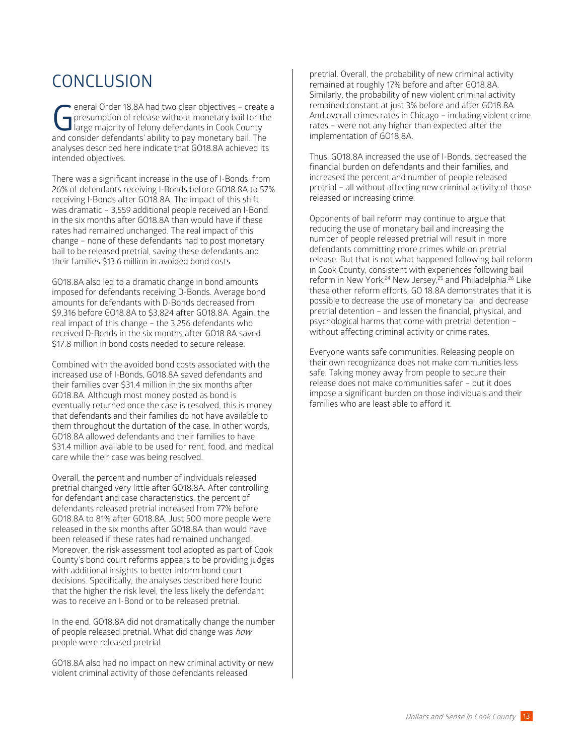# CONCLUSION

General Order 18.8A had two clear objectives – create a presumption of release without monetary bail for the large majority of felony defendants in Cook County and consider defendants' ability to pay monetary bail. The analyses described here indicate that GO18.8A achieved its intended objectives.

There was a significant increase in the use of I-Bonds, from 26% of defendants receiving I-Bonds before GO18.8A to 57% receiving I-Bonds after GO18.8A. The impact of this shift was dramatic – 3,559 additional people received an I-Bond in the six months after GO18.8A than would have if these rates had remained unchanged. The real impact of this change – none of these defendants had to post monetary bail to be released pretrial, saving these defendants and their families $13.6 million in avoided bond costs.

GO18.8A also led to a dramatic change in bond amounts imposed for defendants receiving D-Bonds. Average bond amounts for defendants with D-Bonds decreased from $9,316 before GO18.8A to $3,824 after GO18.8A. Again, the real impact of this change – the 3,256 defendants who received D-Bonds in the six months after GO18.8A saved $17.8 million in bond costs needed to secure release.

Combined with the avoided bond costs associated with the increased use of I-Bonds, GO18.8A saved defendants and their families over $31.4 million in the six months after GO18.8A. Although most money posted as bond is eventually returned once the case is resolved, this is money that defendants and their families do not have available to them throughout the durtation of the case. In other words, GO18.8A allowed defendants and their families to have $31.4 million available to be used for rent, food, and medical care while their case was being resolved.

Overall, the percent and number of individuals released pretrial changed very little after GO18.8A. After controlling for defendant and case characteristics, the percent of defendants released pretrial increased from 77% before GO18.8A to 81% after GO18.8A. Just 500 more people were released in the six months after GO18.8A than would have been released if these rates had remained unchanged. Moreover, the risk assessment tool adopted as part of Cook County's bond court reforms appears to be providing judges with additional insights to better inform bond court decisions. Specifically, the analyses described here found that the higher the risk level, the less likely the defendant was to receive an I-Bond or to be released pretrial.

In the end, GO18.8A did not dramatically change the number of people released pretrial. What did change was *how* people were released pretrial.

GO18.8A also had no impact on new criminal activity or new violent criminal activity of those defendants released pretrial. Overall, the probability of new criminal activity remained at roughly 17% before and after GO18.8A. Similarly, the probability of new violent criminal activity remained constant at just 3% before and after GO18.8A. And overall crimes rates in Chicago – including violent crime rates – were not any higher than expected after the implementation of GO18.8A.

Thus, GO18.8A increased the use of I-Bonds, decreased the financial burden on defendants and their families, and increased the percent and number of people released pretrial – all without affecting new criminal activity of those released or increasing crime.

Opponents of bail reform may continue to argue that reducing the use of monetary bail and increasing the number of people released pretrial will result in more defendants committing more crimes while on pretrial release. But that is not what happened following bail reform in Cook County, consistent with experiences following bail reform in New York,[24] New Jersey,[25] and Philadelphia.[26] Like these other reform efforts, GO 18.8A demonstrates that it is possible to decrease the use of monetary bail and decrease pretrial detention – and lessen the financial, physical, and psychological harms that come with pretrial detention – without affecting criminal activity or crime rates.

Everyone wants safe communities. Releasing people on their own recognizance does not make communities less safe. Taking money away from people to secure their release does not make communities safer – but it does impose a significant burden on those individuals and their families who are least able to afford it.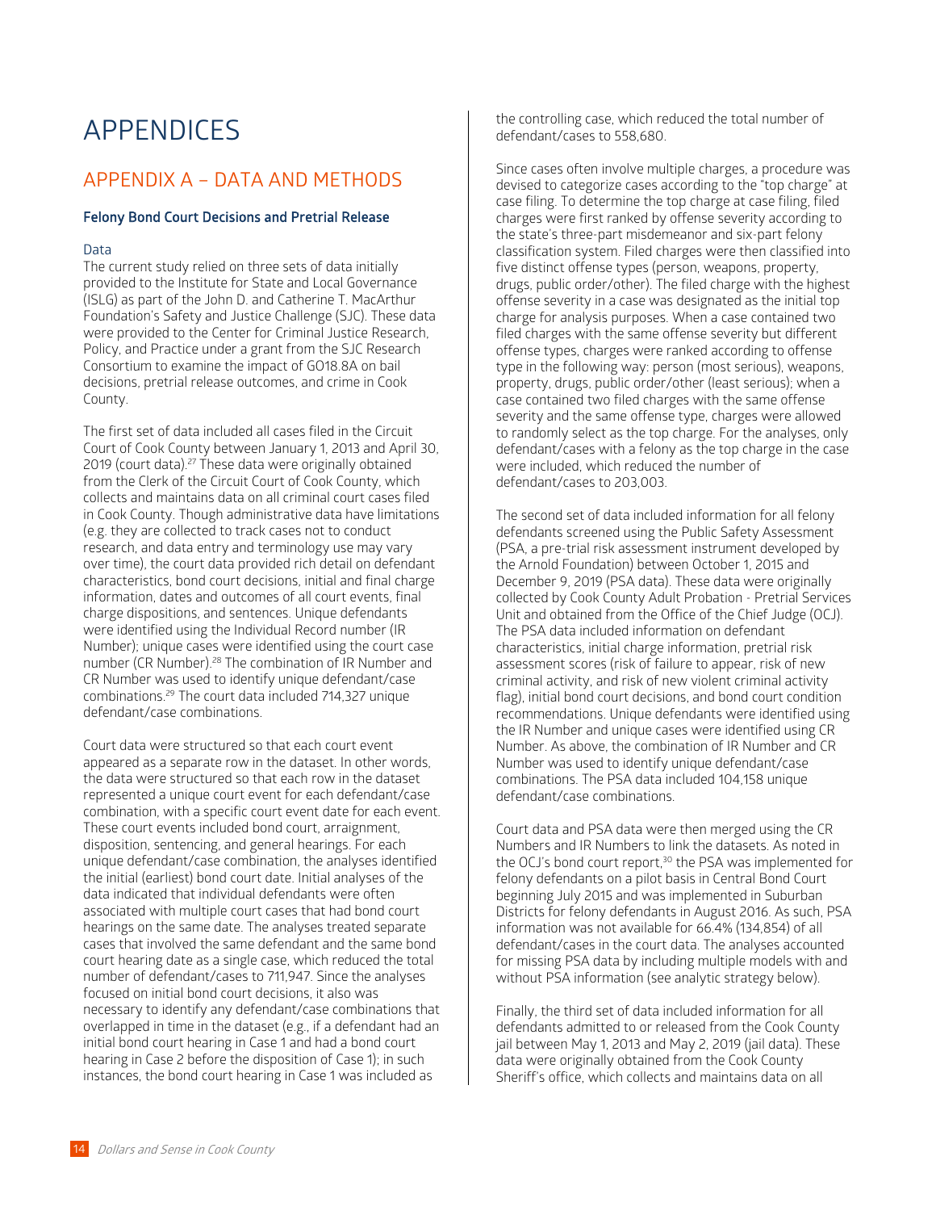# APPENDICES

## APPENDIX A – DATA AND METHODS

### Felony Bond Court Decisions and Pretrial Release

#### Data

The current study relied on three sets of data initially provided to the Institute for State and Local Governance (ISLG) as part of the John D. and Catherine T. MacArthur Foundation's Safety and Justice Challenge (SJC). These data were provided to the Center for Criminal Justice Research, Policy, and Practice under a grant from the SJC Research Consortium to examine the impact of GO18.8A on bail decisions, pretrial release outcomes, and crime in Cook County.

The first set of data included all cases filed in the Circuit Court of Cook County between January 1, 2013 and April 30, 2019 (court data).[27] These data were originally obtained from the Clerk of the Circuit Court of Cook County, which collects and maintains data on all criminal court cases filed in Cook County. Though administrative data have limitations (e.g. they are collected to track cases not to conduct research, and data entry and terminology use may vary over time), the court data provided rich detail on defendant characteristics, bond court decisions, initial and final charge information, dates and outcomes of all court events, final charge dispositions, and sentences. Unique defendants were identified using the Individual Record number (IR Number); unique cases were identified using the court case number (CR Number).[28] The combination of IR Number and CR Number was used to identify unique defendant/case combinations.[29] The court data included 714,327 unique defendant/case combinations.

Court data were structured so that each court event appeared as a separate row in the dataset. In other words, the data were structured so that each row in the dataset represented a unique court event for each defendant/case combination, with a specific court event date for each event. These court events included bond court, arraignment, disposition, sentencing, and general hearings. For each unique defendant/case combination, the analyses identified the initial (earliest) bond court date. Initial analyses of the data indicated that individual defendants were often associated with multiple court cases that had bond court hearings on the same date. The analyses treated separate cases that involved the same defendant and the same bond court hearing date as a single case, which reduced the total number of defendant/cases to 711,947. Since the analyses focused on initial bond court decisions, it also was necessary to identify any defendant/case combinations that overlapped in time in the dataset (e.g., if a defendant had an initial bond court hearing in Case 1 and had a bond court hearing in Case 2 before the disposition of Case 1); in such instances, the bond court hearing in Case 1 was included as the controlling case, which reduced the total number of defendant/cases to 558,680.

Since cases often involve multiple charges, a procedure was devised to categorize cases according to the "top charge" at case filing. To determine the top charge at case filing, filed charges were first ranked by offense severity according to the state's three-part misdemeanor and six-part felony classification system. Filed charges were then classified into five distinct offense types (person, weapons, property, drugs, public order/other). The filed charge with the highest offense severity in a case was designated as the initial top charge for analysis purposes. When a case contained two filed charges with the same offense severity but different offense types, charges were ranked according to offense type in the following way: person (most serious), weapons, property, drugs, public order/other (least serious); when a case contained two filed charges with the same offense severity and the same offense type, charges were allowed to randomly select as the top charge. For the analyses, only defendant/cases with a felony as the top charge in the case were included, which reduced the number of defendant/cases to 203,003.

The second set of data included information for all felony defendants screened using the Public Safety Assessment (PSA, a pre-trial risk assessment instrument developed by the Arnold Foundation) between October 1, 2015 and December 9, 2019 (PSA data). These data were originally collected by Cook County Adult Probation - Pretrial Services Unit and obtained from the Office of the Chief Judge (OCJ). The PSA data included information on defendant characteristics, initial charge information, pretrial risk assessment scores (risk of failure to appear, risk of new criminal activity, and risk of new violent criminal activity flag), initial bond court decisions, and bond court condition recommendations. Unique defendants were identified using the IR Number and unique cases were identified using CR Number. As above, the combination of IR Number and CR Number was used to identify unique defendant/case combinations. The PSA data included 104,158 unique defendant/case combinations.

Court data and PSA data were then merged using the CR Numbers and IR Numbers to link the datasets. As noted in the OCJ's bond court report,[30] the PSA was implemented for felony defendants on a pilot basis in Central Bond Court beginning July 2015 and was implemented in Suburban Districts for felony defendants in August 2016. As such, PSA information was not available for 66.4% (134,854) of all defendant/cases in the court data. The analyses accounted for missing PSA data by including multiple models with and without PSA information (see analytic strategy below).

Finally, the third set of data included information for all defendants admitted to or released from the Cook County jail between May 1, 2013 and May 2, 2019 (jail data). These data were originally obtained from the Cook County Sheriff's office, which collects and maintains data on all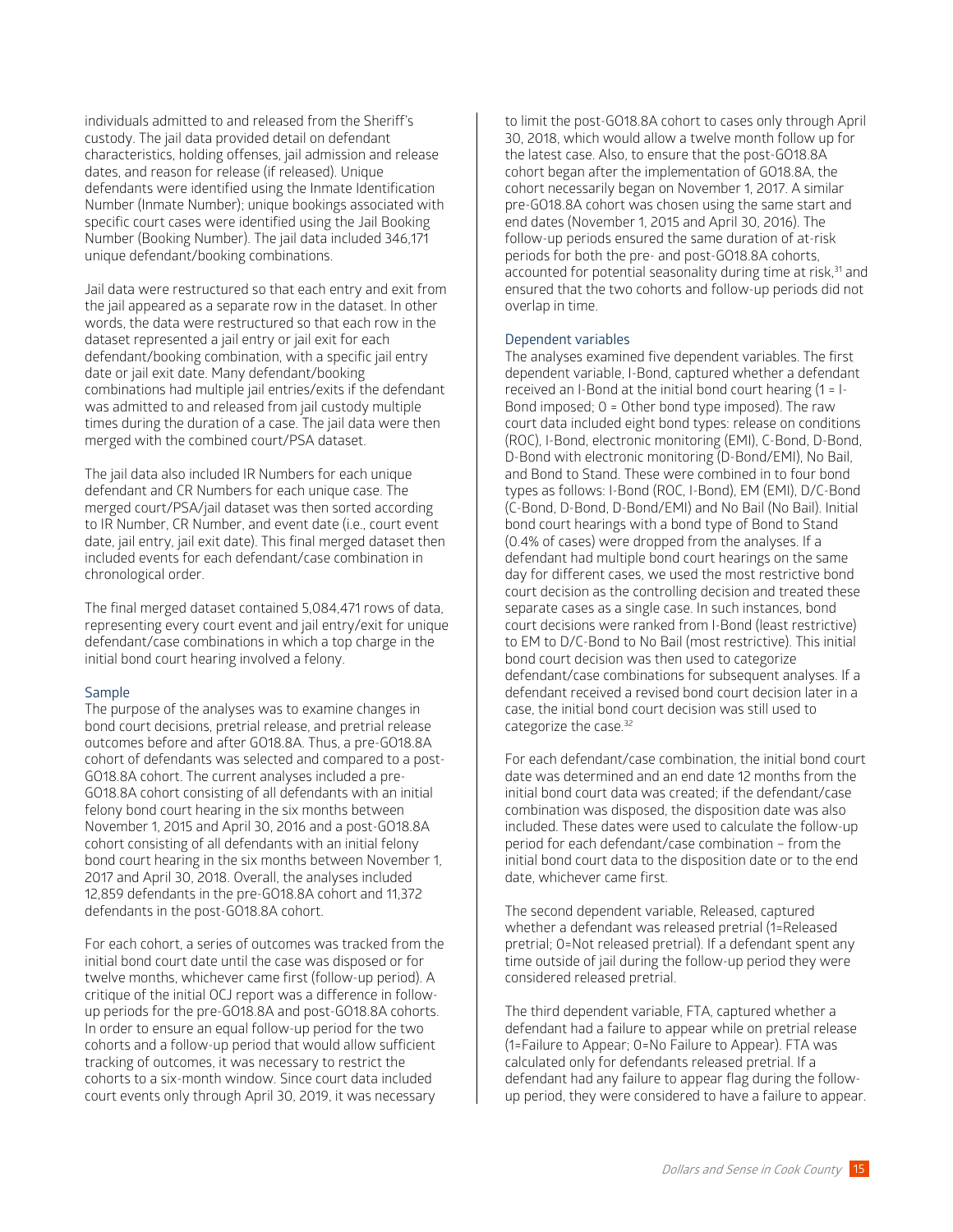individuals admitted to and released from the Sheriff's custody. The jail data provided detail on defendant characteristics, holding offenses, jail admission and release dates, and reason for release (if released). Unique defendants were identified using the Inmate Identification Number (Inmate Number); unique bookings associated with specific court cases were identified using the Jail Booking Number (Booking Number). The jail data included 346,171 unique defendant/booking combinations.

Jail data were restructured so that each entry and exit from the jail appeared as a separate row in the dataset. In other words, the data were restructured so that each row in the dataset represented a jail entry or jail exit for each defendant/booking combination, with a specific jail entry date or jail exit date. Many defendant/booking combinations had multiple jail entries/exits if the defendant was admitted to and released from jail custody multiple times during the duration of a case. The jail data were then merged with the combined court/PSA dataset.

The jail data also included IR Numbers for each unique defendant and CR Numbers for each unique case. The merged court/PSA/jail dataset was then sorted according to IR Number, CR Number, and event date (i.e., court event date, jail entry, jail exit date). This final merged dataset then included events for each defendant/case combination in chronological order.

The final merged dataset contained 5,084,471 rows of data, representing every court event and jail entry/exit for unique defendant/case combinations in which a top charge in the initial bond court hearing involved a felony.

### Sample

The purpose of the analyses was to examine changes in bond court decisions, pretrial release, and pretrial release outcomes before and after GO18.8A. Thus, a pre-GO18.8A cohort of defendants was selected and compared to a post-GO18.8A cohort. The current analyses included a pre-GO18.8A cohort consisting of all defendants with an initial felony bond court hearing in the six months between November 1, 2015 and April 30, 2016 and a post-GO18.8A cohort consisting of all defendants with an initial felony bond court hearing in the six months between November 1, 2017 and April 30, 2018. Overall, the analyses included 12,859 defendants in the pre-GO18.8A cohort and 11,372 defendants in the post-GO18.8A cohort.

For each cohort, a series of outcomes was tracked from the initial bond court date until the case was disposed or for twelve months, whichever came first (follow-up period). A critique of the initial OCJ report was a difference in follow-up periods for the pre-GO18.8A and post-GO18.8A cohorts. In order to ensure an equal follow-up period for the two cohorts and a follow-up period that would allow sufficient tracking of outcomes, it was necessary to restrict the cohorts to a six-month window. Since court data included court events only through April 30, 2019, it was necessary to limit the post-GO18.8A cohort to cases only through April 30, 2018, which would allow a twelve month follow up for the latest case. Also, to ensure that the post-GO18.8A cohort began after the implementation of GO18.8A, the cohort necessarily began on November 1, 2017. A similar pre-GO18.8A cohort was chosen using the same start and end dates (November 1, 2015 and April 30, 2016). The follow-up periods ensured the same duration of at-risk periods for both the pre- and post-GO18.8A cohorts, accounted for potential seasonality during time at risk,[31] and ensured that the two cohorts and follow-up periods did not overlap in time.

### Dependent variables

The analyses examined five dependent variables. The first dependent variable, I-Bond, captured whether a defendant received an I-Bond at the initial bond court hearing (1 = I-Bond imposed; 0 = Other bond type imposed). The raw court data included eight bond types: release on conditions (ROC), I-Bond, electronic monitoring (EMI), C-Bond, D-Bond, D-Bond with electronic monitoring (D-Bond/EMI), No Bail, and Bond to Stand. These were combined in to four bond types as follows: I-Bond (ROC, I-Bond), EM (EMI), D/C-Bond (C-Bond, D-Bond, D-Bond/EMI) and No Bail (No Bail). Initial bond court hearings with a bond type of Bond to Stand (0.4% of cases) were dropped from the analyses. If a defendant had multiple bond court hearings on the same day for different cases, we used the most restrictive bond court decision as the controlling decision and treated these separate cases as a single case. In such instances, bond court decisions were ranked from I-Bond (least restrictive) to EM to D/C-Bond to No Bail (most restrictive). This initial bond court decision was then used to categorize defendant/case combinations for subsequent analyses. If a defendant received a revised bond court decision later in a case, the initial bond court decision was still used to categorize the case.[32]

For each defendant/case combination, the initial bond court date was determined and an end date 12 months from the initial bond court data was created; if the defendant/case combination was disposed, the disposition date was also included. These dates were used to calculate the follow-up period for each defendant/case combination – from the initial bond court data to the disposition date or to the end date, whichever came first.

The second dependent variable, Released, captured whether a defendant was released pretrial (1=Released pretrial; 0=Not released pretrial). If a defendant spent any time outside of jail during the follow-up period they were considered released pretrial.

The third dependent variable, FTA, captured whether a defendant had a failure to appear while on pretrial release (1=Failure to Appear; 0=No Failure to Appear). FTA was calculated only for defendants released pretrial. If a defendant had any failure to appear flag during the follow-up period, they were considered to have a failure to appear.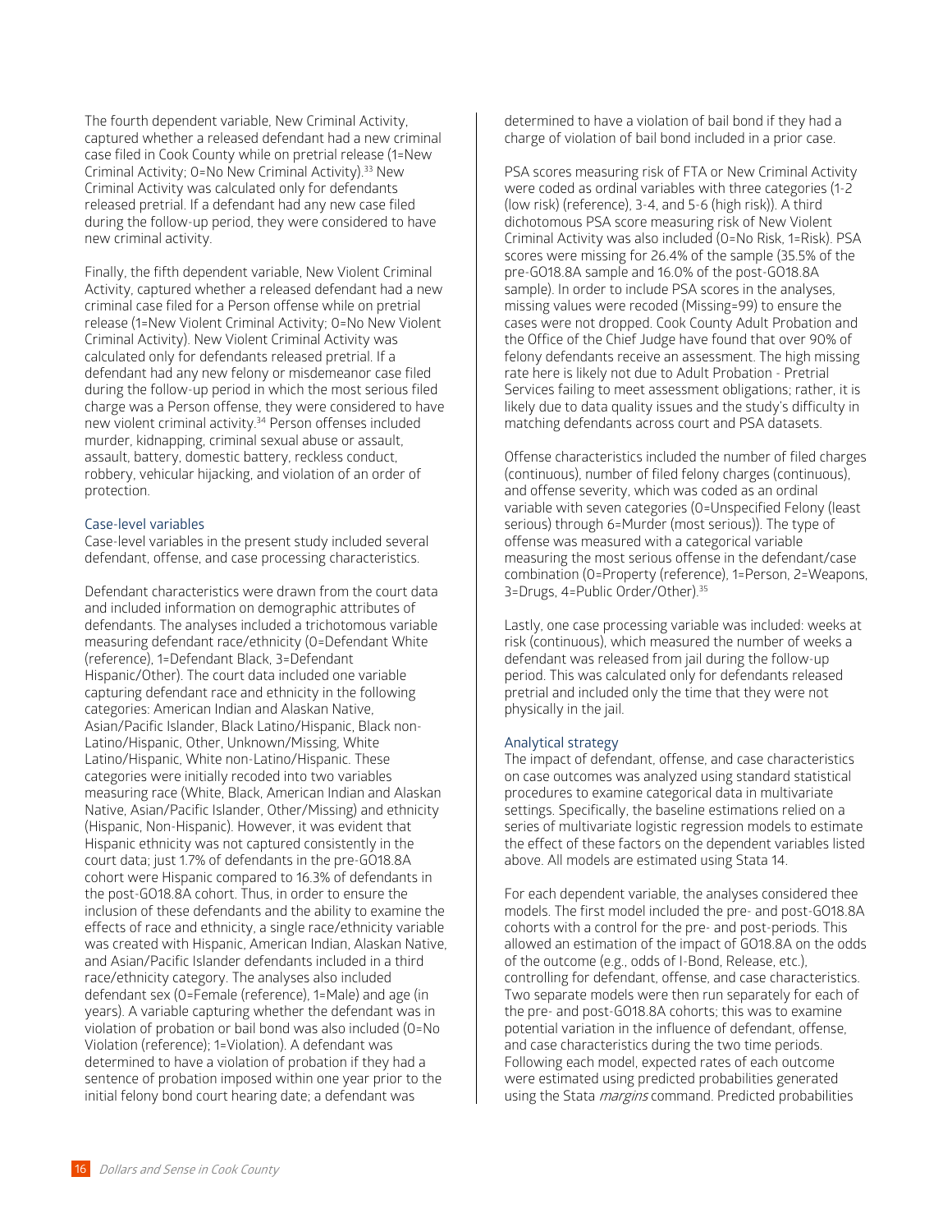The fourth dependent variable, New Criminal Activity, captured whether a released defendant had a new criminal case filed in Cook County while on pretrial release (1=New Criminal Activity; 0=No New Criminal Activity).[33] New Criminal Activity was calculated only for defendants released pretrial. If a defendant had any new case filed during the follow-up period, they were considered to have new criminal activity.

Finally, the fifth dependent variable, New Violent Criminal Activity, captured whether a released defendant had a new criminal case filed for a Person offense while on pretrial release (1=New Violent Criminal Activity; 0=No New Violent Criminal Activity). New Violent Criminal Activity was calculated only for defendants released pretrial. If a defendant had any new felony or misdemeanor case filed during the follow-up period in which the most serious filed charge was a Person offense, they were considered to have new violent criminal activity.[34] Person offenses included murder, kidnapping, criminal sexual abuse or assault, assault, battery, domestic battery, reckless conduct, robbery, vehicular hijacking, and violation of an order of protection.

### Case-level variables

Case-level variables in the present study included several defendant, offense, and case processing characteristics.

Defendant characteristics were drawn from the court data and included information on demographic attributes of defendants. The analyses included a trichotomous variable measuring defendant race/ethnicity (0=Defendant White (reference), 1=Defendant Black, 3=Defendant Hispanic/Other). The court data included one variable capturing defendant race and ethnicity in the following categories: American Indian and Alaskan Native, Asian/Pacific Islander, Black Latino/Hispanic, Black non-Latino/Hispanic, Other, Unknown/Missing, White Latino/Hispanic, White non-Latino/Hispanic. These categories were initially recoded into two variables measuring race (White, Black, American Indian and Alaskan Native, Asian/Pacific Islander, Other/Missing) and ethnicity (Hispanic, Non-Hispanic). However, it was evident that Hispanic ethnicity was not captured consistently in the court data; just 1.7% of defendants in the pre-GO18.8A cohort were Hispanic compared to 16.3% of defendants in the post-GO18.8A cohort. Thus, in order to ensure the inclusion of these defendants and the ability to examine the effects of race and ethnicity, a single race/ethnicity variable was created with Hispanic, American Indian, Alaskan Native, and Asian/Pacific Islander defendants included in a third race/ethnicity category. The analyses also included defendant sex (0=Female (reference), 1=Male) and age (in years). A variable capturing whether the defendant was in violation of probation or bail bond was also included (0=No Violation (reference); 1=Violation). A defendant was determined to have a violation of probation if they had a sentence of probation imposed within one year prior to the initial felony bond court hearing date; a defendant was determined to have a violation of bail bond if they had a charge of violation of bail bond included in a prior case.

PSA scores measuring risk of FTA or New Criminal Activity were coded as ordinal variables with three categories (1-2 (low risk) (reference), 3-4, and 5-6 (high risk)). A third dichotomous PSA score measuring risk of New Violent Criminal Activity was also included (0=No Risk, 1=Risk). PSA scores were missing for 26.4% of the sample (35.5% of the pre-GO18.8A sample and 16.0% of the post-GO18.8A sample). In order to include PSA scores in the analyses, missing values were recoded (Missing=99) to ensure the cases were not dropped. Cook County Adult Probation and the Office of the Chief Judge have found that over 90% of felony defendants receive an assessment. The high missing rate here is likely not due to Adult Probation - Pretrial Services failing to meet assessment obligations; rather, it is likely due to data quality issues and the study's difficulty in matching defendants across court and PSA datasets.

Offense characteristics included the number of filed charges (continuous), number of filed felony charges (continuous), and offense severity, which was coded as an ordinal variable with seven categories (0=Unspecified Felony (least serious) through 6=Murder (most serious)). The type of offense was measured with a categorical variable measuring the most serious offense in the defendant/case combination (0=Property (reference), 1=Person, 2=Weapons, 3=Drugs, 4=Public Order/Other).[35]

Lastly, one case processing variable was included: weeks at risk (continuous), which measured the number of weeks a defendant was released from jail during the follow-up period. This was calculated only for defendants released pretrial and included only the time that they were not physically in the jail.

### Analytical strategy

The impact of defendant, offense, and case characteristics on case outcomes was analyzed using standard statistical procedures to examine categorical data in multivariate settings. Specifically, the baseline estimations relied on a series of multivariate logistic regression models to estimate the effect of these factors on the dependent variables listed above. All models are estimated using Stata 14.

For each dependent variable, the analyses considered thee models. The first model included the pre- and post-GO18.8A cohorts with a control for the pre- and post-periods. This allowed an estimation of the impact of GO18.8A on the odds of the outcome (e.g., odds of I-Bond, Release, etc.), controlling for defendant, offense, and case characteristics. Two separate models were then run separately for each of the pre- and post-GO18.8A cohorts; this was to examine potential variation in the influence of defendant, offense, and case characteristics during the two time periods. Following each model, expected rates of each outcome were estimated using predicted probabilities generated using the Stata *margins* command. Predicted probabilities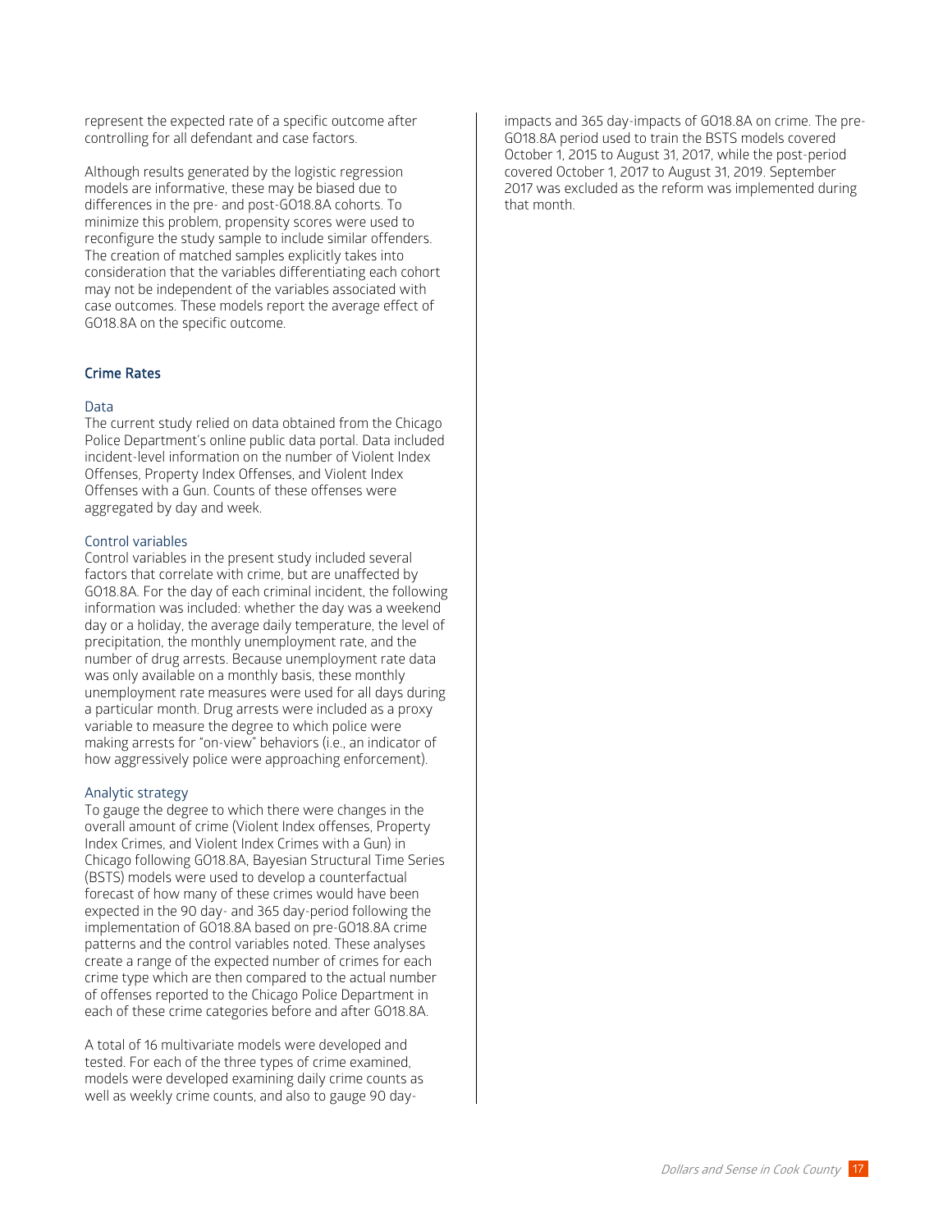represent the expected rate of a specific outcome after controlling for all defendant and case factors.

Although results generated by the logistic regression models are informative, these may be biased due to differences in the pre- and post-GO18.8A cohorts. To minimize this problem, propensity scores were used to reconfigure the study sample to include similar offenders. The creation of matched samples explicitly takes into consideration that the variables differentiating each cohort may not be independent of the variables associated with case outcomes. These models report the average effect of GO18.8A on the specific outcome.

### Crime Rates

#### Data

The current study relied on data obtained from the Chicago Police Department's online public data portal. Data included incident-level information on the number of Violent Index Offenses, Property Index Offenses, and Violent Index Offenses with a Gun. Counts of these offenses were aggregated by day and week.

#### Control variables

Control variables in the present study included several factors that correlate with crime, but are unaffected by GO18.8A. For the day of each criminal incident, the following information was included: whether the day was a weekend day or a holiday, the average daily temperature, the level of precipitation, the monthly unemployment rate, and the number of drug arrests. Because unemployment rate data was only available on a monthly basis, these monthly unemployment rate measures were used for all days during a particular month. Drug arrests were included as a proxy variable to measure the degree to which police were making arrests for "on-view" behaviors (i.e., an indicator of how aggressively police were approaching enforcement).

#### Analytic strategy

To gauge the degree to which there were changes in the overall amount of crime (Violent Index offenses, Property Index Crimes, and Violent Index Crimes with a Gun) in Chicago following GO18.8A, Bayesian Structural Time Series (BSTS) models were used to develop a counterfactual forecast of how many of these crimes would have been expected in the 90 day- and 365 day-period following the implementation of GO18.8A based on pre-GO18.8A crime patterns and the control variables noted. These analyses create a range of the expected number of crimes for each crime type which are then compared to the actual number of offenses reported to the Chicago Police Department in each of these crime categories before and after GO18.8A.

A total of 16 multivariate models were developed and tested. For each of the three types of crime examined, models were developed examining daily crime counts as well as weekly crime counts, and also to gauge 90 day-impacts and 365 day-impacts of GO18.8A on crime. The pre-GO18.8A period used to train the BSTS models covered October 1, 2015 to August 31, 2017, while the post-period covered October 1, 2017 to August 31, 2019. September 2017 was excluded as the reform was implemented during that month.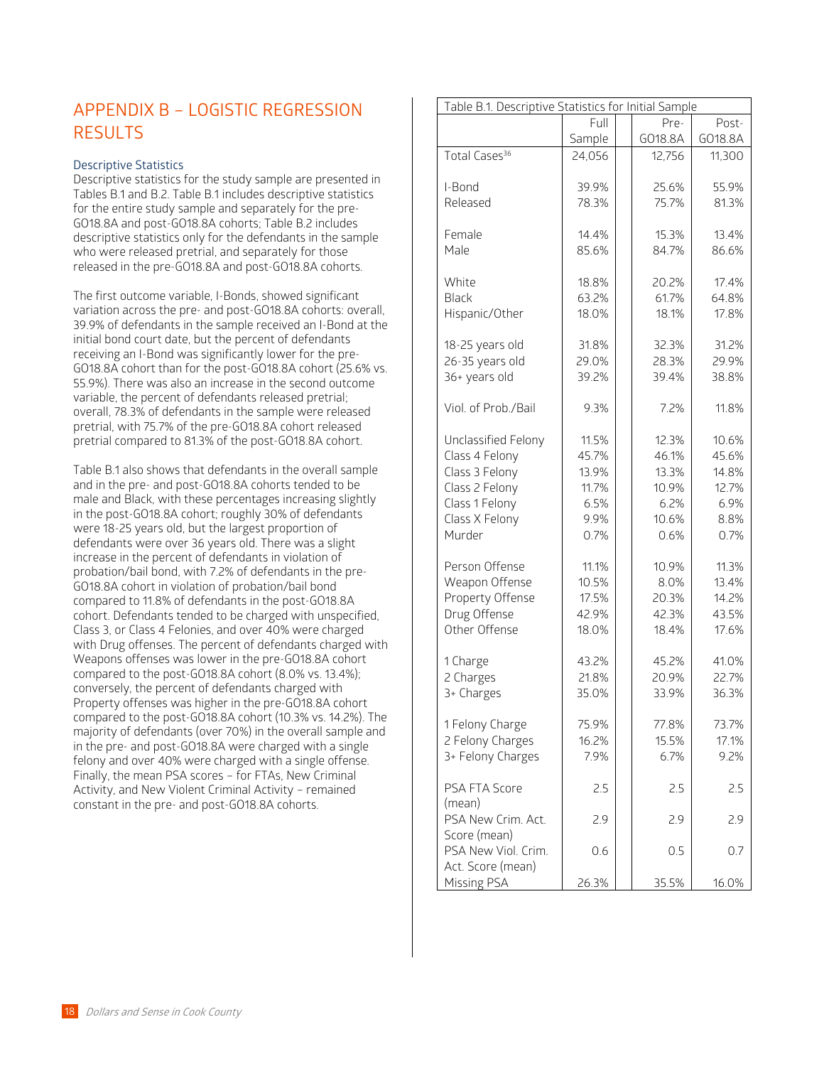# APPENDIX B – LOGISTIC REGRESSION RESULTS

### Descriptive Statistics

Descriptive statistics for the study sample are presented in Tables B.1 and B.2. Table B.1 includes descriptive statistics for the entire study sample and separately for the pre-GO18.8A and post-GO18.8A cohorts; Table B.2 includes descriptive statistics only for the defendants in the sample who were released pretrial, and separately for those released in the pre-GO18.8A and post-GO18.8A cohorts.

The first outcome variable, I-Bonds, showed significant variation across the pre- and post-GO18.8A cohorts: overall, 39.9% of defendants in the sample received an I-Bond at the initial bond court date, but the percent of defendants receiving an I-Bond was significantly lower for the pre-GO18.8A cohort than for the post-GO18.8A cohort (25.6% vs. 55.9%). There was also an increase in the second outcome variable, the percent of defendants released pretrial; overall, 78.3% of defendants in the sample were released pretrial, with 75.7% of the pre-GO18.8A cohort released pretrial compared to 81.3% of the post-GO18.8A cohort.

Table B.1 also shows that defendants in the overall sample and in the pre- and post-GO18.8A cohorts tended to be male and Black, with these percentages increasing slightly in the post-GO18.8A cohort; roughly 30% of defendants were 18-25 years old, but the largest proportion of defendants were over 36 years old. There was a slight increase in the percent of defendants in violation of probation/bail bond, with 7.2% of defendants in the pre-GO18.8A cohort in violation of probation/bail bond compared to 11.8% of defendants in the post-GO18.8A cohort. Defendants tended to be charged with unspecified, Class 3, or Class 4 Felonies, and over 40% were charged with Drug offenses. The percent of defendants charged with Weapons offenses was lower in the pre-GO18.8A cohort compared to the post-GO18.8A cohort (8.0% vs. 13.4%); conversely, the percent of defendants charged with Property offenses was higher in the pre-GO18.8A cohort compared to the post-GO18.8A cohort (10.3% vs. 14.2%). The majority of defendants (over 70%) in the overall sample and in the pre- and post-GO18.8A were charged with a single felony and over 40% were charged with a single offense. Finally, the mean PSA scores – for FTAs, New Criminal Activity, and New Violent Criminal Activity – remained constant in the pre- and post-GO18.8A cohorts.

| Table B.1. Descriptive Statistics for Initial Sample | | | |
|---|---|---|---|
| | Full Sample | Pre-GO18.8A | Post-GO18.8A |
| Total Cases[36] | 24,056 | 12,756 | 11,300 |
| I-Bond | 39.9% | 25.6% | 55.9% |
| Released | 78.3% | 75.7% | 81.3% |
| Female | 14.4% | 15.3% | 13.4% |
| Male | 85.6% | 84.7% | 86.6% |
| White | 18.8% | 20.2% | 17.4% |
| Black | 63.2% | 61.7% | 64.8% |
| Hispanic/Other | 18.0% | 18.1% | 17.8% |
| 18-25 years old | 31.8% | 32.3% | 31.2% |
| 26-35 years old | 29.0% | 28.3% | 29.9% |
| 36+ years old | 39.2% | 39.4% | 38.8% |
| Viol. of Prob./Bail | 9.3% | 7.2% | 11.8% |
| Unclassified Felony | 11.5% | 12.3% | 10.6% |
| Class 4 Felony | 45.7% | 46.1% | 45.6% |
| Class 3 Felony | 13.9% | 13.3% | 14.8% |
| Class 2 Felony | 11.7% | 10.9% | 12.7% |
| Class 1 Felony | 6.5% | 6.2% | 6.9% |
| Class X Felony | 9.9% | 10.6% | 8.8% |
| Murder | 0.7% | 0.6% | 0.7% |
| Person Offense | 11.1% | 10.9% | 11.3% |
| Weapon Offense | 10.5% | 8.0% | 13.4% |
| Property Offense | 17.5% | 20.3% | 14.2% |
| Drug Offense | 42.9% | 42.3% | 43.5% |
| Other Offense | 18.0% | 18.4% | 17.6% |
| 1 Charge | 43.2% | 45.2% | 41.0% |
| 2 Charges | 21.8% | 20.9% | 22.7% |
| 3+ Charges | 35.0% | 33.9% | 36.3% |
| 1 Felony Charge | 75.9% | 77.8% | 73.7% |
| 2 Felony Charges | 16.2% | 15.5% | 17.1% |
| 3+ Felony Charges | 7.9% | 6.7% | 9.2% |
| PSA FTA Score (mean) | 2.5 | 2.5 | 2.5 |
| PSA New Crim. Act. Score (mean) | 2.9 | 2.9 | 2.9 |
| PSA New Viol. Crim. Act. Score (mean) | 0.6 | 0.5 | 0.7 |
| Missing PSA | 26.3% | 35.5% | 16.0% |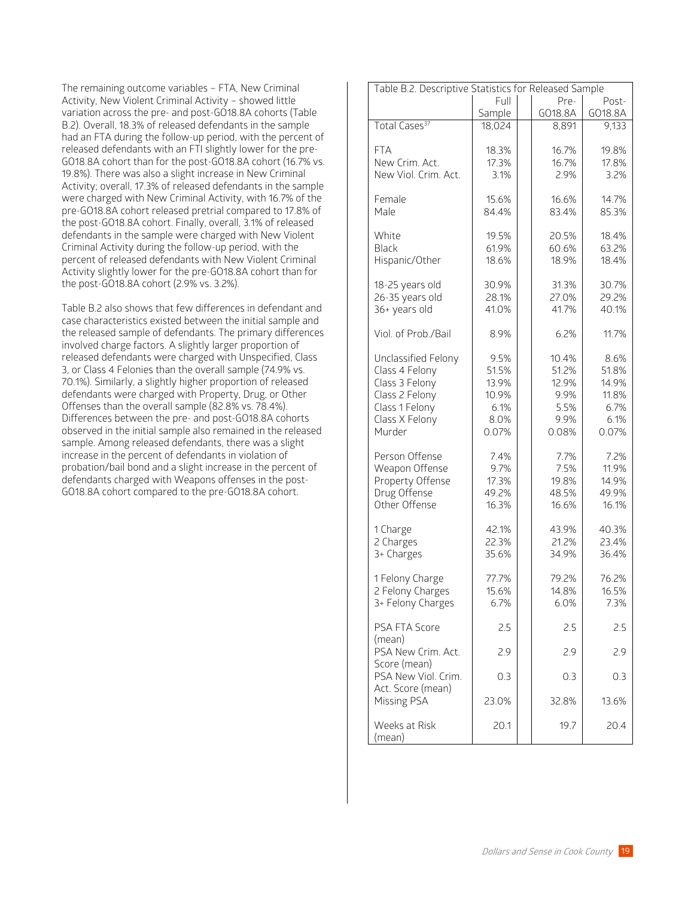The remaining outcome variables – FTA, New Criminal Activity, New Violent Criminal Activity – showed little variation across the pre- and post-GO18.8A cohorts (Table B.2). Overall, 18.3% of released defendants in the sample had an FTA during the follow-up period, with the percent of released defendants with an FTI slightly lower for the pre-GO18.8A cohort than for the post-GO18.8A cohort (16.7% vs. 19.8%). There was also a slight increase in New Criminal Activity; overall, 17.3% of released defendants in the sample were charged with New Criminal Activity, with 16.7% of the pre-GO18.8A cohort released pretrial compared to 17.8% of the post-GO18.8A cohort. Finally, overall, 3.1% of released defendants in the sample were charged with New Violent Criminal Activity during the follow-up period, with the percent of released defendants with New Violent Criminal Activity slightly lower for the pre-GO18.8A cohort than for the post-GO18.8A cohort (2.9% vs. 3.2%).

Table B.2 also shows that few differences in defendant and case characteristics existed between the initial sample and the released sample of defendants. The primary differences involved charge factors. A slightly larger proportion of released defendants were charged with Unspecified, Class 3, or Class 4 Felonies than the overall sample (74.9% vs. 70.1%). Similarly, a slightly higher proportion of released defendants were charged with Property, Drug, or Other Offenses than the overall sample (82.8% vs. 78.4%). Differences between the pre- and post-GO18.8A cohorts observed in the initial sample also remained in the released sample. Among released defendants, there was a slight increase in the percent of defendants in violation of probation/bail bond and a slight increase in the percent of defendants charged with Weapons offenses in the post-GO18.8A cohort compared to the pre-GO18.8A cohort.

Table B.2. Descriptive Statistics for Released Sample

| | Full Sample | Pre-GO18.8A | Post-GO18.8A |
|---|---|---|---|
| Total Cases[37] | 18,024 | 8,891 | 9,133 |
| FTA | 18.3% | 16.7% | 19.8% |
| New Crim. Act. | 17.3% | 16.7% | 17.8% |
| New Viol. Crim. Act. | 3.1% | 2.9% | 3.2% |
| Female | 15.6% | 16.6% | 14.7% |
| Male | 84.4% | 83.4% | 85.3% |
| White | 19.5% | 20.5% | 18.4% |
| Black | 61.9% | 60.6% | 63.2% |
| Hispanic/Other | 18.6% | 18.9% | 18.4% |
| 18-25 years old | 30.9% | 31.3% | 30.7% |
| 26-35 years old | 28.1% | 27.0% | 29.2% |
| 36+ years old | 41.0% | 41.7% | 40.1% |
| Viol. of Prob./Bail | 8.9% | 6.2% | 11.7% |
| Unclassified Felony | 9.5% | 10.4% | 8.6% |
| Class 4 Felony | 51.5% | 51.2% | 51.8% |
| Class 3 Felony | 13.9% | 12.9% | 14.9% |
| Class 2 Felony | 10.9% | 9.9% | 11.8% |
| Class 1 Felony | 6.1% | 5.5% | 6.7% |
| Class X Felony | 8.0% | 9.9% | 6.1% |
| Murder | 0.07% | 0.08% | 0.07% |
| Person Offense | 7.4% | 7.7% | 7.2% |
| Weapon Offense | 9.7% | 7.5% | 11.9% |
| Property Offense | 17.3% | 19.8% | 14.9% |
| Drug Offense | 49.2% | 48.5% | 49.9% |
| Other Offense | 16.3% | 16.6% | 16.1% |
| 1 Charge | 42.1% | 43.9% | 40.3% |
| 2 Charges | 22.3% | 21.2% | 23.4% |
| 3+ Charges | 35.6% | 34.9% | 36.4% |
| 1 Felony Charge | 77.7% | 79.2% | 76.2% |
| 2 Felony Charges | 15.6% | 14.8% | 16.5% |
| 3+ Felony Charges | 6.7% | 6.0% | 7.3% |
| PSA FTA Score (mean) | 2.5 | 2.5 | 2.5 |
| PSA New Crim. Act. Score (mean) | 2.9 | 2.9 | 2.9 |
| PSA New Viol. Crim. Act. Score (mean) | 0.3 | 0.3 | 0.3 |
| Missing PSA | 23.0% | 32.8% | 13.6% |
| Weeks at Risk (mean) | 20.1 | 19.7 | 20.4 |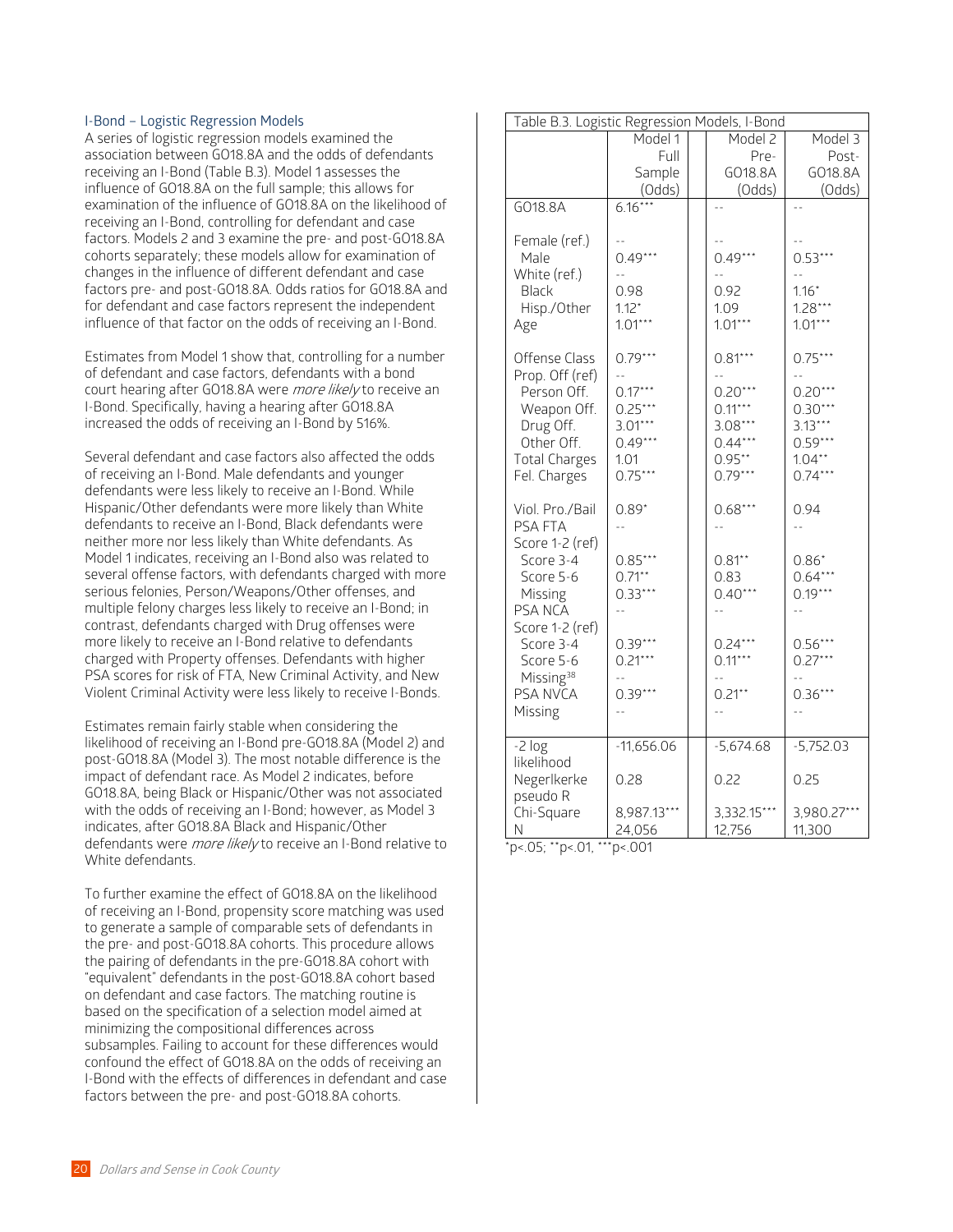### I-Bond – Logistic Regression Models

A series of logistic regression models examined the association between GO18.8A and the odds of defendants receiving an I-Bond (Table B.3). Model 1 assesses the influence of GO18.8A on the full sample; this allows for examination of the influence of GO18.8A on the likelihood of receiving an I-Bond, controlling for defendant and case factors. Models 2 and 3 examine the pre- and post-GO18.8A cohorts separately; these models allow for examination of changes in the influence of different defendant and case factors pre- and post-GO18.8A. Odds ratios for GO18.8A and for defendant and case factors represent the independent influence of that factor on the odds of receiving an I-Bond.

Estimates from Model 1 show that, controlling for a number of defendant and case factors, defendants with a bond court hearing after GO18.8A were *more likely* to receive an I-Bond. Specifically, having a hearing after GO18.8A increased the odds of receiving an I-Bond by 516%.

Several defendant and case factors also affected the odds of receiving an I-Bond. Male defendants and younger defendants were less likely to receive an I-Bond. While Hispanic/Other defendants were more likely than White defendants to receive an I-Bond, Black defendants were neither more nor less likely than White defendants. As Model 1 indicates, receiving an I-Bond also was related to several offense factors, with defendants charged with more serious felonies, Person/Weapons/Other offenses, and multiple felony charges less likely to receive an I-Bond; in contrast, defendants charged with Drug offenses were more likely to receive an I-Bond relative to defendants charged with Property offenses. Defendants with higher PSA scores for risk of FTA, New Criminal Activity, and New Violent Criminal Activity were less likely to receive I-Bonds.

Estimates remain fairly stable when considering the likelihood of receiving an I-Bond pre-GO18.8A (Model 2) and post-GO18.8A (Model 3). The most notable difference is the impact of defendant race. As Model 2 indicates, before GO18.8A, being Black or Hispanic/Other was not associated with the odds of receiving an I-Bond; however, as Model 3 indicates, after GO18.8A Black and Hispanic/Other defendants were *more likely* to receive an I-Bond relative to White defendants.

To further examine the effect of GO18.8A on the likelihood of receiving an I-Bond, propensity score matching was used to generate a sample of comparable sets of defendants in the pre- and post-GO18.8A cohorts. This procedure allows the pairing of defendants in the pre-GO18.8A cohort with "equivalent" defendants in the post-GO18.8A cohort based on defendant and case factors. The matching routine is based on the specification of a selection model aimed at minimizing the compositional differences across subsamples. Failing to account for these differences would confound the effect of GO18.8A on the odds of receiving an I-Bond with the effects of differences in defendant and case factors between the pre- and post-GO18.8A cohorts.

Table B.3. Logistic Regression Models, I-Bond

| | Model 1 Full Sample (Odds) | Model 2 Pre-GO18.8A (Odds) | Model 3 Post-GO18.8A (Odds) |
|---|---|---|---|
| GO18.8A | 6.16*** | -- | -- |
| Female (ref.) | -- | -- | -- |
| Male | 0.49*** | 0.49*** | 0.53*** |
| White (ref.) | -- | -- | -- |
| Black | 0.98 | 0.92 | 1.16* |
| Hisp./Other | 1.12* | 1.09 | 1.28*** |
| Age | 1.01*** | 1.01*** | 1.01*** |
| Offense Class | 0.79*** | 0.81*** | 0.75*** |
| Prop. Off (ref) | -- | -- | -- |
| Person Off. | 0.17*** | 0.20*** | 0.20*** |
| Weapon Off. | 0.25*** | 0.11*** | 0.30*** |
| Drug Off. | 3.01*** | 3.08*** | 3.13*** |
| Other Off. | 0.49*** | 0.44*** | 0.59*** |
| Total Charges | 1.01 | 0.95** | 1.04** |
| Fel. Charges | 0.75*** | 0.79*** | 0.74*** |
| Viol. Pro./Bail | 0.89* | 0.68*** | 0.94 |
| PSA FTA Score 1-2 (ref) | -- | -- | -- |
| Score 3-4 | 0.85*** | 0.81** | 0.86* |
| Score 5-6 | 0.71** | 0.83 | 0.64*** |
| Missing | 0.33*** | 0.40*** | 0.19*** |
| PSA NCA Score 1-2 (ref) | -- | -- | -- |
| Score 3-4 | 0.39*** | 0.24*** | 0.56*** |
| Score 5-6 | 0.21*** | 0.11*** | 0.27*** |
| Missing[38] | -- | -- | -- |
| PSA NVCA | 0.39*** | 0.21** | 0.36*** |
| Missing | -- | -- | -- |
| -2 log likelihood | -11,656.06 | -5,674.68 | -5,752.03 |
| Negerlkerke pseudo R | 0.28 | 0.22 | 0.25 |
| Chi-Square | 8,987.13*** | 3,332.15*** | 3,980.27*** |
| N | 24,056 | 12,756 | 11,300 |

*p<.05; **p<.01, ***p<.001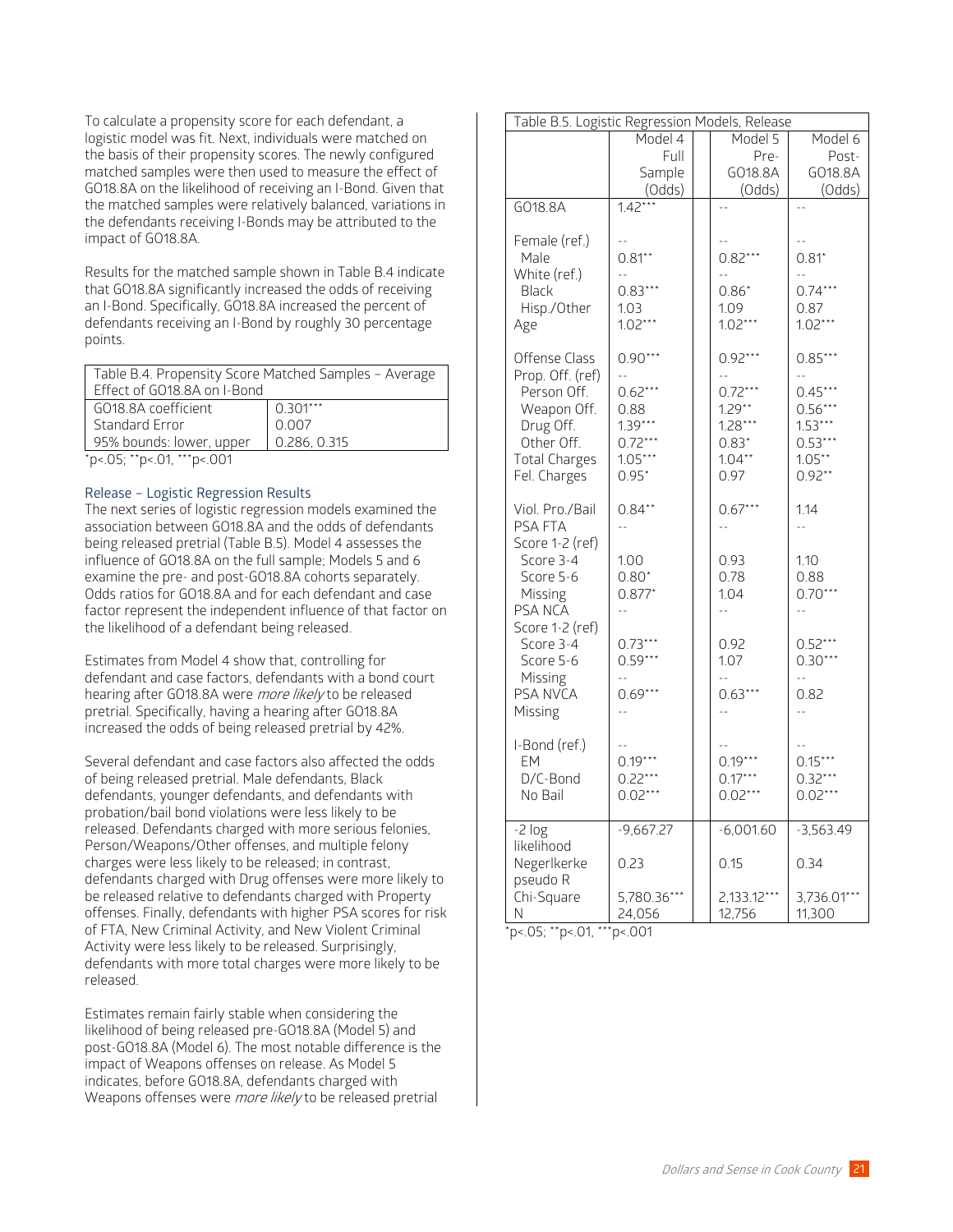To calculate a propensity score for each defendant, a logistic model was fit. Next, individuals were matched on the basis of their propensity scores. The newly configured matched samples were then used to measure the effect of GO18.8A on the likelihood of receiving an I-Bond. Given that the matched samples were relatively balanced, variations in the defendants receiving I-Bonds may be attributed to the impact of GO18.8A.

Results for the matched sample shown in Table B.4 indicate that GO18.8A significantly increased the odds of receiving an I-Bond. Specifically, GO18.8A increased the percent of defendants receiving an I-Bond by roughly 30 percentage points.

| Table B.4. Propensity Score Matched Samples – Average Effect of GO18.8A on I-Bond | |
|---|---|
| GO18.8A coefficient | 0.301*** |
| Standard Error | 0.007 |
| 95% bounds: lower, upper | 0.286, 0.315 |

*p<.05; **p<.01, ***p<.001

### Release – Logistic Regression Results

The next series of logistic regression models examined the association between GO18.8A and the odds of defendants being released pretrial (Table B.5). Model 4 assesses the influence of GO18.8A on the full sample; Models 5 and 6 examine the pre- and post-GO18.8A cohorts separately. Odds ratios for GO18.8A and for each defendant and case factor represent the independent influence of that factor on the likelihood of a defendant being released.

Estimates from Model 4 show that, controlling for defendant and case factors, defendants with a bond court hearing after GO18.8A were *more likely* to be released pretrial. Specifically, having a hearing after GO18.8A increased the odds of being released pretrial by 42%.

Several defendant and case factors also affected the odds of being released pretrial. Male defendants, Black defendants, younger defendants, and defendants with probation/bail bond violations were less likely to be released. Defendants charged with more serious felonies, Person/Weapons/Other offenses, and multiple felony charges were less likely to be released; in contrast, defendants charged with Drug offenses were more likely to be released relative to defendants charged with Property offenses. Finally, defendants with higher PSA scores for risk of FTA, New Criminal Activity, and New Violent Criminal Activity were less likely to be released. Surprisingly, defendants with more total charges were more likely to be released.

Estimates remain fairly stable when considering the likelihood of being released pre-GO18.8A (Model 5) and post-GO18.8A (Model 6). The most notable difference is the impact of Weapons offenses on release. As Model 5 indicates, before GO18.8A, defendants charged with Weapons offenses were *more likely* to be released pretrial

**Table B.5. Logistic Regression Models, Release**

| | Model 4 Full Sample (Odds) | Model 5 Pre-GO18.8A (Odds) | Model 6 Post-GO18.8A (Odds) |
|---|---|---|---|
| GO18.8A | 1.42*** | -- | -- |
| Female (ref.) | -- | -- | -- |
| Male | 0.81** | 0.82*** | 0.81* |
| White (ref.) | -- | -- | -- |
| Black | 0.83*** | 0.86* | 0.74*** |
| Hisp./Other | 1.03 | 1.09 | 0.87 |
| Age | 1.02*** | 1.02*** | 1.02*** |
| Offense Class | 0.90*** | 0.92*** | 0.85*** |
| Prop. Off. (ref) | -- | -- | -- |
| Person Off. | 0.62*** | 0.72*** | 0.45*** |
| Weapon Off. | 0.88 | 1.29** | 0.56*** |
| Drug Off. | 1.39*** | 1.28*** | 1.53*** |
| Other Off. | 0.72*** | 0.83* | 0.53*** |
| Total Charges | 1.05*** | 1.04** | 1.05** |
| Fel. Charges | 0.95* | 0.97 | 0.92** |
| Viol. Pro./Bail | 0.84** | 0.67*** | 1.14 |
| PSA FTA Score 1-2 (ref) | -- | -- | -- |
| Score 3-4 | 1.00 | 0.93 | 1.10 |
| Score 5-6 | 0.80* | 0.78 | 0.88 |
| Missing | 0.877* | 1.04 | 0.70*** |
| PSA NCA Score 1-2 (ref) | -- | -- | -- |
| Score 3-4 | 0.73*** | 0.92 | 0.52*** |
| Score 5-6 | 0.59*** | 1.07 | 0.30*** |
| Missing | -- | -- | -- |
| PSA NVCA | 0.69*** | 0.63*** | 0.82 |
| Missing | -- | -- | -- |
| I-Bond (ref.) | -- | -- | -- |
| EM | 0.19*** | 0.19*** | 0.15*** |
| D/C-Bond | 0.22*** | 0.17*** | 0.32*** |
| No Bail | 0.02*** | 0.02*** | 0.02*** |
| -2 log likelihood | -9,667.27 | -6,001.60 | -3,563.49 |
| Negerlkerke pseudo R | 0.23 | 0.15 | 0.34 |
| Chi-Square | 5,780.36*** | 2,133.12*** | 3,736.01*** |
| N | 24,056 | 12,756 | 11,300 |

*p<.05; **p<.01, ***p<.001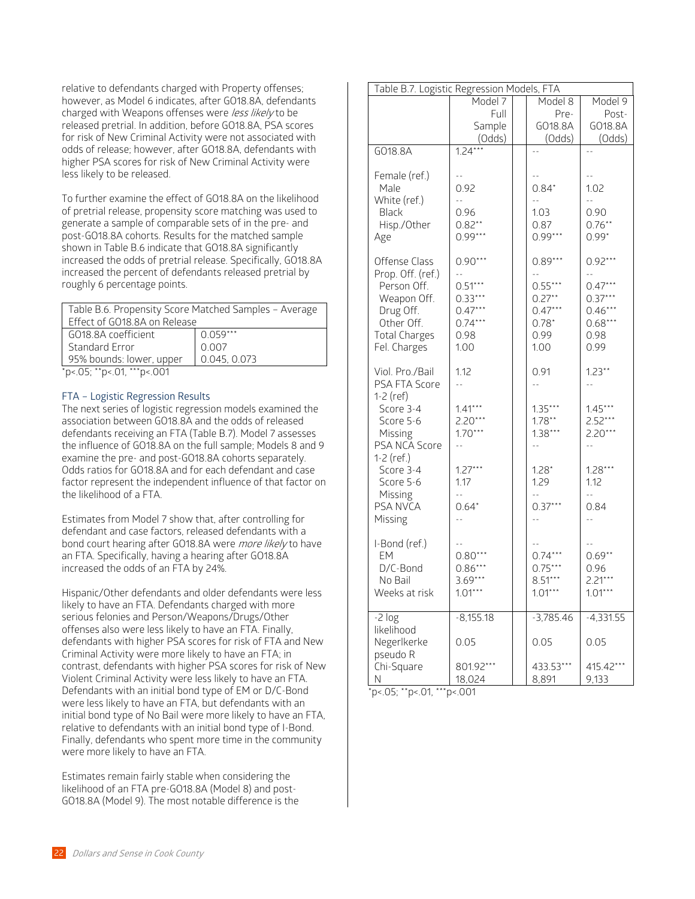relative to defendants charged with Property offenses; however, as Model 6 indicates, after GO18.8A, defendants charged with Weapons offenses were *less likely* to be released pretrial. In addition, before GO18.8A, PSA scores for risk of New Criminal Activity were not associated with odds of release; however, after GO18.8A, defendants with higher PSA scores for risk of New Criminal Activity were less likely to be released.

To further examine the effect of GO18.8A on the likelihood of pretrial release, propensity score matching was used to generate a sample of comparable sets of in the pre- and post-GO18.8A cohorts. Results for the matched sample shown in Table B.6 indicate that GO18.8A significantly increased the odds of pretrial release. Specifically, GO18.8A increased the percent of defendants released pretrial by roughly 6 percentage points.

| Table B.6. Propensity Score Matched Samples – Average Effect of GO18.8A on Release | |
|---|---|
| GO18.8A coefficient | 0.059*** |
| Standard Error | 0.007 |
| 95% bounds: lower, upper | 0.045, 0.073 |

*p<.05; **p<.01, ***p<.001

### FTA – Logistic Regression Results

The next series of logistic regression models examined the association between GO18.8A and the odds of released defendants receiving an FTA (Table B.7). Model 7 assesses the influence of GO18.8A on the full sample; Models 8 and 9 examine the pre- and post-GO18.8A cohorts separately. Odds ratios for GO18.8A and for each defendant and case factor represent the independent influence of that factor on the likelihood of a FTA.

Estimates from Model 7 show that, after controlling for defendant and case factors, released defendants with a bond court hearing after GO18.8A were *more likely* to have an FTA. Specifically, having a hearing after GO18.8A increased the odds of an FTA by 24%.

Hispanic/Other defendants and older defendants were less likely to have an FTA. Defendants charged with more serious felonies and Person/Weapons/Drugs/Other offenses also were less likely to have an FTA. Finally, defendants with higher PSA scores for risk of FTA and New Criminal Activity were more likely to have an FTA; in contrast, defendants with higher PSA scores for risk of New Violent Criminal Activity were less likely to have an FTA. Defendants with an initial bond type of EM or D/C-Bond were less likely to have an FTA, but defendants with an initial bond type of No Bail were more likely to have an FTA, relative to defendants with an initial bond type of I-Bond. Finally, defendants who spent more time in the community were more likely to have an FTA.

Estimates remain fairly stable when considering the likelihood of an FTA pre-GO18.8A (Model 8) and post-GO18.8A (Model 9). The most notable difference is the

| Table B.7. Logistic Regression Models, FTA | | | |
|---|---|---|---|
| | Model 7 Full Sample (Odds) | Model 8 Pre-GO18.8A (Odds) | Model 9 Post-GO18.8A (Odds) |
| GO18.8A | 1.24*** | -- | -- |
| Female (ref.) | -- | -- | -- |
| Male | 0.92 | 0.84* | 1.02 |
| White (ref.) | -- | -- | -- |
| Black | 0.96 | 1.03 | 0.90 |
| Hisp./Other | 0.82** | 0.87 | 0.76** |
| Age | 0.99*** | 0.99*** | 0.99* |
| Offense Class | 0.90*** | 0.89*** | 0.92*** |
| Prop. Off. (ref.) | -- | -- | -- |
| Person Off. | 0.51*** | 0.55*** | 0.47*** |
| Weapon Off. | 0.33*** | 0.27** | 0.37*** |
| Drug Off. | 0.47*** | 0.47*** | 0.46*** |
| Other Off. | 0.74*** | 0.78* | 0.68*** |
| Total Charges | 0.98 | 0.99 | 0.98 |
| Fel. Charges | 1.00 | 1.00 | 0.99 |
| Viol. Pro./Bail | 1.12 | 0.91 | 1.23** |
| PSA FTA Score | -- | -- | -- |
| 1-2 (ref) | | | |
| Score 3-4 | 1.41*** | 1.35*** | 1.45*** |
| Score 5-6 | 2.20*** | 1.78** | 2.52*** |
| Missing | 1.70*** | 1.38*** | 2.20*** |
| PSA NCA Score | -- | -- | -- |
| 1-2 (ref.) | | | |
| Score 3-4 | 1.27*** | 1.28* | 1.28*** |
| Score 5-6 | 1.17 | 1.29 | 1.12 |
| Missing | -- | -- | -- |
| PSA NVCA | 0.64* | 0.37*** | 0.84 |
| Missing | -- | -- | -- |
| I-Bond (ref.) | -- | -- | -- |
| EM | 0.80*** | 0.74*** | 0.69** |
| D/C-Bond | 0.86*** | 0.75*** | 0.96 |
| No Bail | 3.69*** | 8.51*** | 2.21*** |
| Weeks at risk | 1.01*** | 1.01*** | 1.01*** |
| -2 log likelihood | -8,155.18 | -3,785.46 | -4,331.55 |
| Negerlkerke pseudo R | 0.05 | 0.05 | 0.05 |
| Chi-Square | 801.92*** | 433.53*** | 415.42*** |
| N | 18,024 | 8,891 | 9,133 |

*p<.05; **p<.01, ***p<.001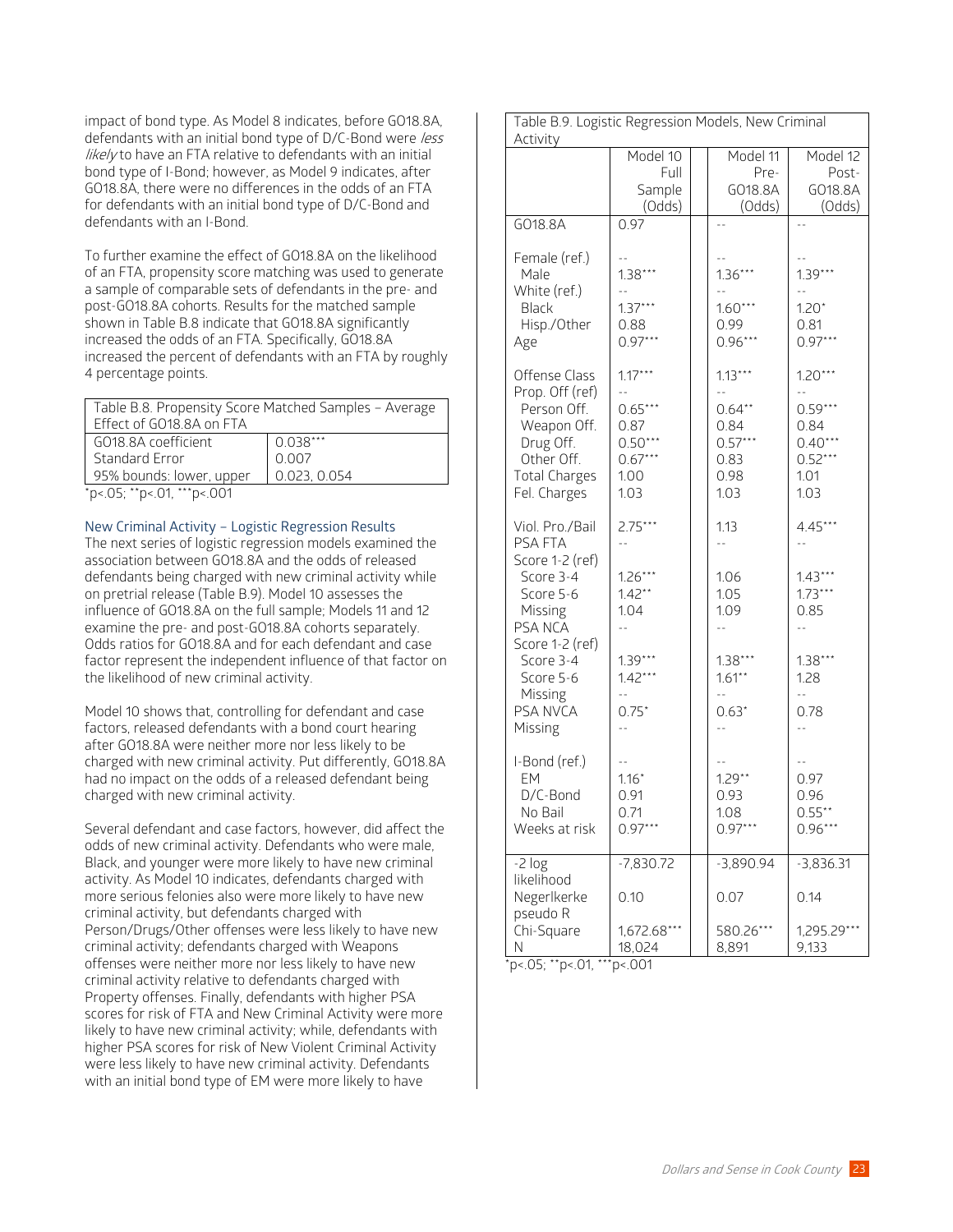impact of bond type. As Model 8 indicates, before GO18.8A, defendants with an initial bond type of D/C-Bond were *less likely* to have an FTA relative to defendants with an initial bond type of I-Bond; however, as Model 9 indicates, after GO18.8A, there were no differences in the odds of an FTA for defendants with an initial bond type of D/C-Bond and defendants with an I-Bond.

To further examine the effect of GO18.8A on the likelihood of an FTA, propensity score matching was used to generate a sample of comparable sets of defendants in the pre- and post-GO18.8A cohorts. Results for the matched sample shown in Table B.8 indicate that GO18.8A significantly increased the odds of an FTA. Specifically, GO18.8A increased the percent of defendants with an FTA by roughly 4 percentage points.

| Table B.8. Propensity Score Matched Samples – Average Effect of GO18.8A on FTA | |
|---|---|
| GO18.8A coefficient | 0.038*** |
| Standard Error | 0.007 |
| 95% bounds: lower, upper | 0.023, 0.054 |

*p<.05; **p<.01, ***p<.001

### New Criminal Activity – Logistic Regression Results

The next series of logistic regression models examined the association between GO18.8A and the odds of released defendants being charged with new criminal activity while on pretrial release (Table B.9). Model 10 assesses the influence of GO18.8A on the full sample; Models 11 and 12 examine the pre- and post-GO18.8A cohorts separately. Odds ratios for GO18.8A and for each defendant and case factor represent the independent influence of that factor on the likelihood of new criminal activity.

Model 10 shows that, controlling for defendant and case factors, released defendants with a bond court hearing after GO18.8A were neither more nor less likely to be charged with new criminal activity. Put differently, GO18.8A had no impact on the odds of a released defendant being charged with new criminal activity.

Several defendant and case factors, however, did affect the odds of new criminal activity. Defendants who were male, Black, and younger were more likely to have new criminal activity. As Model 10 indicates, defendants charged with more serious felonies also were more likely to have new criminal activity, but defendants charged with Person/Drugs/Other offenses were less likely to have new criminal activity; defendants charged with Weapons offenses were neither more nor less likely to have new criminal activity relative to defendants charged with Property offenses. Finally, defendants with higher PSA scores for risk of FTA and New Criminal Activity were more likely to have new criminal activity; while, defendants with higher PSA scores for risk of New Violent Criminal Activity were less likely to have new criminal activity. Defendants with an initial bond type of EM were more likely to have

| Table B.9. Logistic Regression Models, New Criminal Activity | Model 10 Full Sample (Odds) | Model 11 Pre-GO18.8A (Odds) | Model 12 Post-GO18.8A (Odds) |
|---|---|---|---|
| GO18.8A | 0.97 | -- | -- |
| Female (ref.) | -- | -- | -- |
| Male | 1.38*** | 1.36*** | 1.39*** |
| White (ref.) | -- | -- | -- |
| Black | 1.37*** | 1.60*** | 1.20* |
| Hisp./Other | 0.88 | 0.99 | 0.81 |
| Age | 0.97*** | 0.96*** | 0.97*** |
| Offense Class | 1.17*** | 1.13*** | 1.20*** |
| Prop. Off (ref) | -- | -- | -- |
| Person Off. | 0.65*** | 0.64** | 0.59*** |
| Weapon Off. | 0.87 | 0.84 | 0.84 |
| Drug Off. | 0.50*** | 0.57*** | 0.40*** |
| Other Off. | 0.67*** | 0.83 | 0.52*** |
| Total Charges | 1.00 | 0.98 | 1.01 |
| Fel. Charges | 1.03 | 1.03 | 1.03 |
| Viol. Pro./Bail | 2.75*** | 1.13 | 4.45*** |
| PSA FTA | -- | -- | -- |
| Score 1-2 (ref) | | | |
| Score 3-4 | 1.26*** | 1.06 | 1.43*** |
| Score 5-6 | 1.42** | 1.05 | 1.73*** |
| Missing | 1.04 | 1.09 | 0.85 |
| PSA NCA | -- | -- | -- |
| Score 1-2 (ref) | | | |
| Score 3-4 | 1.39*** | 1.38*** | 1.38*** |
| Score 5-6 | 1.42*** | 1.61** | 1.28 |
| Missing | -- | -- | -- |
| PSA NVCA | 0.75* | 0.63* | 0.78 |
| Missing | -- | -- | -- |
| I-Bond (ref.) | -- | -- | -- |
| EM | 1.16* | 1.29** | 0.97 |
| D/C-Bond | 0.91 | 0.93 | 0.96 |
| No Bail | 0.71 | 1.08 | 0.55** |
| Weeks at risk | 0.97*** | 0.97*** | 0.96*** |
| -2 log likelihood | -7,830.72 | -3,890.94 | -3,836.31 |
| Negerlkerke pseudo R | 0.10 | 0.07 | 0.14 |
| Chi-Square | 1,672.68*** | 580.26*** | 1,295.29*** |
| N | 18,024 | 8,891 | 9,133 |

*p<.05; **p<.01, ***p<.001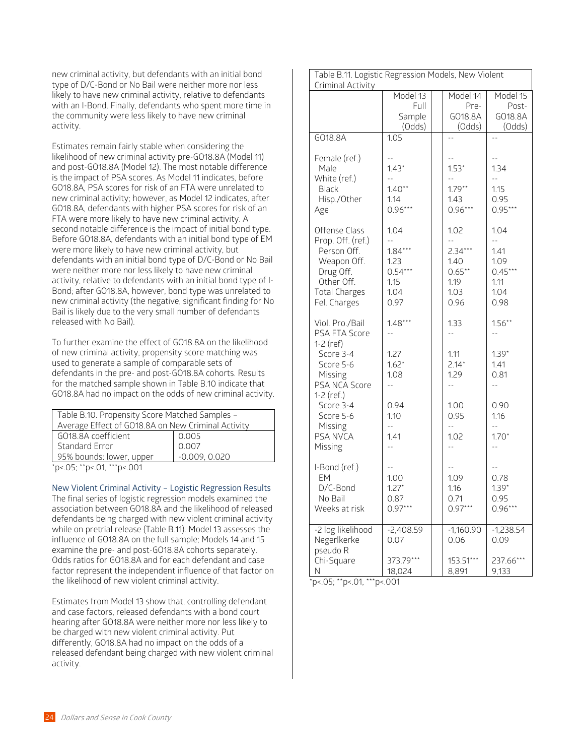new criminal activity, but defendants with an initial bond type of D/C-Bond or No Bail were neither more nor less likely to have new criminal activity, relative to defendants with an I-Bond. Finally, defendants who spent more time in the community were less likely to have new criminal activity.

Estimates remain fairly stable when considering the likelihood of new criminal activity pre-GO18.8A (Model 11) and post-GO18.8A (Model 12). The most notable difference is the impact of PSA scores. As Model 11 indicates, before GO18.8A, PSA scores for risk of an FTA were unrelated to new criminal activity; however, as Model 12 indicates, after GO18.8A, defendants with higher PSA scores for risk of an FTA were more likely to have new criminal activity. A second notable difference is the impact of initial bond type. Before GO18.8A, defendants with an initial bond type of EM were more likely to have new criminal activity, but defendants with an initial bond type of D/C-Bond or No Bail were neither more nor less likely to have new criminal activity, relative to defendants with an initial bond type of I-Bond; after GO18.8A, however, bond type was unrelated to new criminal activity (the negative, significant finding for No Bail is likely due to the very small number of defendants released with No Bail).

To further examine the effect of GO18.8A on the likelihood of new criminal activity, propensity score matching was used to generate a sample of comparable sets of defendants in the pre- and post-GO18.8A cohorts. Results for the matched sample shown in Table B.10 indicate that GO18.8A had no impact on the odds of new criminal activity.

| Table B.10. Propensity Score Matched Samples – Average Effect of GO18.8A on New Criminal Activity | |
|---|---|
| GO18.8A coefficient | 0.005 |
| Standard Error | 0.007 |
| 95% bounds: lower, upper | -0.009, 0.020 |

*p<.05; **p<.01, ***p<.001

### New Violent Criminal Activity – Logistic Regression Results

The final series of logistic regression models examined the association between GO18.8A and the likelihood of released defendants being charged with new violent criminal activity while on pretrial release (Table B.11). Model 13 assesses the influence of GO18.8A on the full sample; Models 14 and 15 examine the pre- and post-GO18.8A cohorts separately. Odds ratios for GO18.8A and for each defendant and case factor represent the independent influence of that factor on the likelihood of new violent criminal activity.

Estimates from Model 13 show that, controlling defendant and case factors, released defendants with a bond court hearing after GO18.8A were neither more nor less likely to be charged with new violent criminal activity. Put differently, GO18.8A had no impact on the odds of a released defendant being charged with new violent criminal activity.

| Table B.11. Logistic Regression Models, New Violent Criminal Activity | Model 13 Full Sample (Odds) | Model 14 Pre-GO18.8A (Odds) | Model 15 Post-GO18.8A (Odds) |
|---|---|---|---|
| GO18.8A | 1.05 | -- | -- |
| Female (ref.) | -- | -- | -- |
| Male | 1.43* | 1.53* | 1.34 |
| White (ref.) | -- | -- | -- |
| Black | 1.40** | 1.79** | 1.15 |
| Hisp./Other | 1.14 | 1.43 | 0.95 |
| Age | 0.96*** | 0.96*** | 0.95*** |
| Offense Class | 1.04 | 1.02 | 1.04 |
| Prop. Off. (ref.) | -- | -- | -- |
| Person Off. | 1.84*** | 2.34*** | 1.41 |
| Weapon Off. | 1.23 | 1.40 | 1.09 |
| Drug Off. | 0.54*** | 0.65** | 0.45*** |
| Other Off. | 1.15 | 1.19 | 1.11 |
| Total Charges | 1.04 | 1.03 | 1.04 |
| Fel. Charges | 0.97 | 0.96 | 0.98 |
| Viol. Pro./Bail | 1.48*** | 1.33 | 1.56** |
| PSA FTA Score 1-2 (ref) | -- | -- | -- |
| Score 3-4 | 1.27 | 1.11 | 1.39* |
| Score 5-6 | 1.62* | 2.14* | 1.41 |
| Missing | 1.08 | 1.29 | 0.81 |
| PSA NCA Score 1-2 (ref.) | -- | -- | -- |
| Score 3-4 | 0.94 | 1.00 | 0.90 |
| Score 5-6 | 1.10 | 0.95 | 1.16 |
| Missing | -- | -- | -- |
| PSA NVCA | 1.41 | 1.02 | 1.70* |
| Missing | -- | -- | -- |
| I-Bond (ref.) | -- | -- | -- |
| EM | 1.00 | 1.09 | 0.78 |
| D/C-Bond | 1.27* | 1.16 | 1.39* |
| No Bail | 0.87 | 0.71 | 0.95 |
| Weeks at risk | 0.97*** | 0.97*** | 0.96*** |
| -2 log likelihood | -2,408.59 | -1,160.90 | -1,238.54 |
| Negerlkerke pseudo R | 0.07 | 0.06 | 0.09 |
| Chi-Square | 373.79*** | 153.51*** | 237.66*** |
| N | 18,024 | 8,891 | 9,133 |

*p<.05; **p<.01, ***p<.001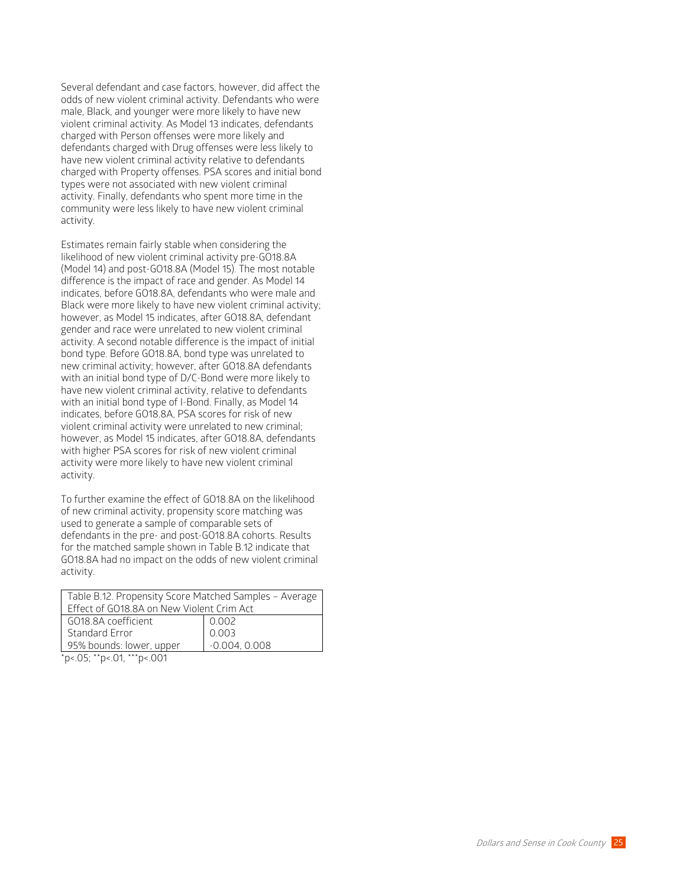Several defendant and case factors, however, did affect the odds of new violent criminal activity. Defendants who were male, Black, and younger were more likely to have new violent criminal activity. As Model 13 indicates, defendants charged with Person offenses were more likely and defendants charged with Drug offenses were less likely to have new violent criminal activity relative to defendants charged with Property offenses. PSA scores and initial bond types were not associated with new violent criminal activity. Finally, defendants who spent more time in the community were less likely to have new violent criminal activity.

Estimates remain fairly stable when considering the likelihood of new violent criminal activity pre-GO18.8A (Model 14) and post-GO18.8A (Model 15). The most notable difference is the impact of race and gender. As Model 14 indicates, before GO18.8A, defendants who were male and Black were more likely to have new violent criminal activity; however, as Model 15 indicates, after GO18.8A, defendant gender and race were unrelated to new violent criminal activity. A second notable difference is the impact of initial bond type. Before GO18.8A, bond type was unrelated to new criminal activity; however, after GO18.8A defendants with an initial bond type of D/C-Bond were more likely to have new violent criminal activity, relative to defendants with an initial bond type of I-Bond. Finally, as Model 14 indicates, before GO18.8A, PSA scores for risk of new violent criminal activity were unrelated to new criminal; however, as Model 15 indicates, after GO18.8A, defendants with higher PSA scores for risk of new violent criminal activity were more likely to have new violent criminal activity.

To further examine the effect of GO18.8A on the likelihood of new criminal activity, propensity score matching was used to generate a sample of comparable sets of defendants in the pre- and post-GO18.8A cohorts. Results for the matched sample shown in Table B.12 indicate that GO18.8A had no impact on the odds of new violent criminal activity.

| Table B.12. Propensity Score Matched Samples – Average Effect of GO18.8A on New Violent Crim Act | |
|---|---|
| GO18.8A coefficient | 0.002 |
| Standard Error | 0.003 |
| 95% bounds: lower, upper | -0.004, 0.008 |

*p<.05; **p<.01, ***p<.001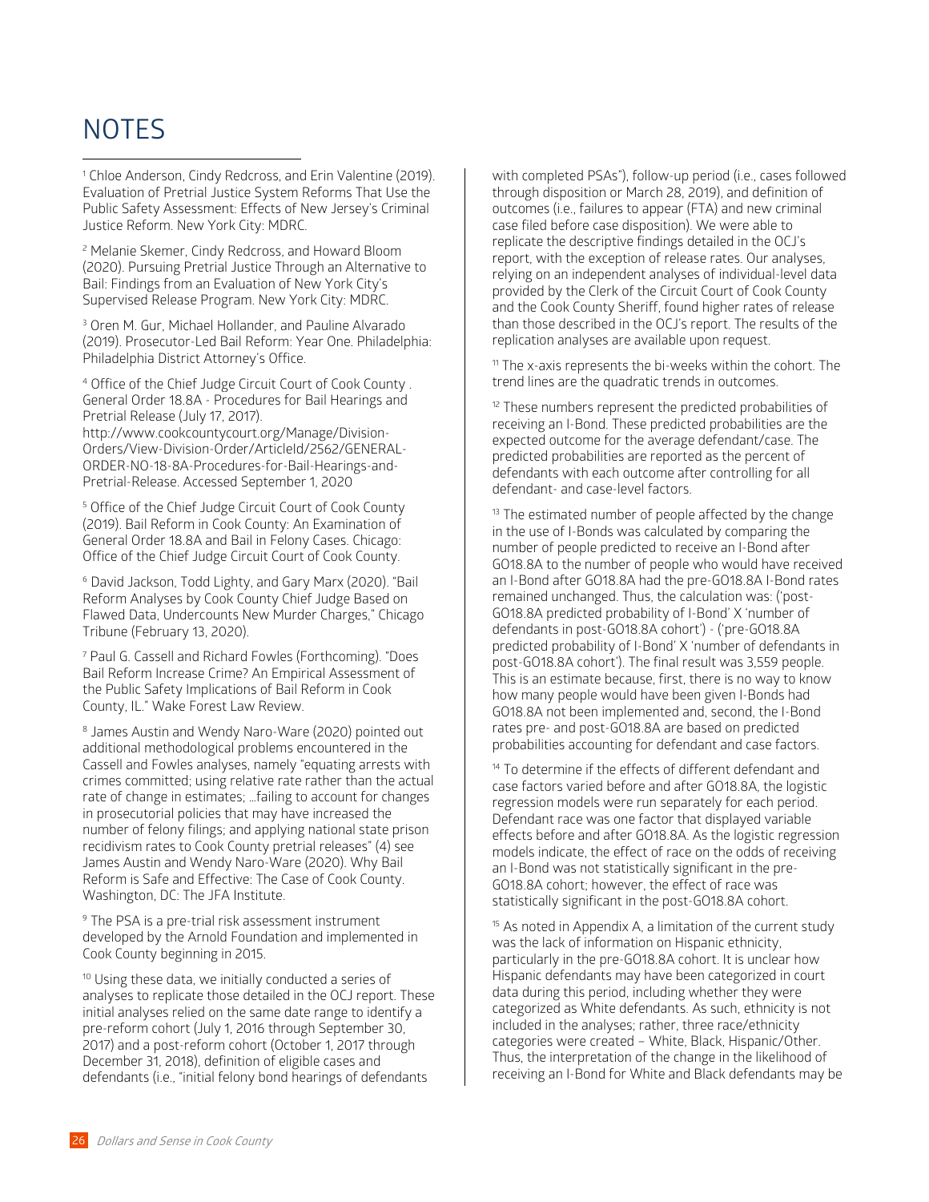# NOTES

[1] Chloe Anderson, Cindy Redcross, and Erin Valentine (2019). Evaluation of Pretrial Justice System Reforms That Use the Public Safety Assessment: Effects of New Jersey's Criminal Justice Reform. New York City: MDRC.

[2] Melanie Skemer, Cindy Redcross, and Howard Bloom (2020). Pursuing Pretrial Justice Through an Alternative to Bail: Findings from an Evaluation of New York City's Supervised Release Program. New York City: MDRC.

[3] Oren M. Gur, Michael Hollander, and Pauline Alvarado (2019). Prosecutor-Led Bail Reform: Year One. Philadelphia: Philadelphia District Attorney's Office.

[4] Office of the Chief Judge Circuit Court of Cook County . General Order 18.8A - Procedures for Bail Hearings and Pretrial Release (July 17, 2017). http://www.cookcountycourt.org/Manage/Division-Orders/View-Division-Order/ArticleId/2562/GENERAL-ORDER-NO-18-8A-Procedures-for-Bail-Hearings-and-Pretrial-Release. Accessed September 1, 2020

[5] Office of the Chief Judge Circuit Court of Cook County (2019). Bail Reform in Cook County: An Examination of General Order 18.8A and Bail in Felony Cases. Chicago: Office of the Chief Judge Circuit Court of Cook County.

[6] David Jackson, Todd Lighty, and Gary Marx (2020). "Bail Reform Analyses by Cook County Chief Judge Based on Flawed Data, Undercounts New Murder Charges," Chicago Tribune (February 13, 2020).

[7] Paul G. Cassell and Richard Fowles (Forthcoming). "Does Bail Reform Increase Crime? An Empirical Assessment of the Public Safety Implications of Bail Reform in Cook County, IL." Wake Forest Law Review.

[8] James Austin and Wendy Naro-Ware (2020) pointed out additional methodological problems encountered in the Cassell and Fowles analyses, namely "equating arrests with crimes committed; using relative rate rather than the actual rate of change in estimates; …failing to account for changes in prosecutorial policies that may have increased the number of felony filings; and applying national state prison recidivism rates to Cook County pretrial releases" (4) see James Austin and Wendy Naro-Ware (2020). Why Bail Reform is Safe and Effective: The Case of Cook County. Washington, DC: The JFA Institute.

[9] The PSA is a pre-trial risk assessment instrument developed by the Arnold Foundation and implemented in Cook County beginning in 2015.

[10] Using these data, we initially conducted a series of analyses to replicate those detailed in the OCJ report. These initial analyses relied on the same date range to identify a pre-reform cohort (July 1, 2016 through September 30, 2017) and a post-reform cohort (October 1, 2017 through December 31, 2018), definition of eligible cases and defendants (i.e., "initial felony bond hearings of defendants with completed PSAs"), follow-up period (i.e., cases followed through disposition or March 28, 2019), and definition of outcomes (i.e., failures to appear (FTA) and new criminal case filed before case disposition). We were able to replicate the descriptive findings detailed in the OCJ's report, with the exception of release rates. Our analyses, relying on an independent analyses of individual-level data provided by the Clerk of the Circuit Court of Cook County and the Cook County Sheriff, found higher rates of release than those described in the OCJ's report. The results of the replication analyses are available upon request.

[11] The x-axis represents the bi-weeks within the cohort. The trend lines are the quadratic trends in outcomes.

[12] These numbers represent the predicted probabilities of receiving an I-Bond. These predicted probabilities are the expected outcome for the average defendant/case. The predicted probabilities are reported as the percent of defendants with each outcome after controlling for all defendant- and case-level factors.

[13] The estimated number of people affected by the change in the use of I-Bonds was calculated by comparing the number of people predicted to receive an I-Bond after GO18.8A to the number of people who would have received an I-Bond after GO18.8A had the pre-GO18.8A I-Bond rates remained unchanged. Thus, the calculation was: ('post-GO18.8A predicted probability of I-Bond' X 'number of defendants in post-GO18.8A cohort') - ('pre-GO18.8A predicted probability of I-Bond' X 'number of defendants in post-GO18.8A cohort'). The final result was 3,559 people. This is an estimate because, first, there is no way to know how many people would have been given I-Bonds had GO18.8A not been implemented and, second, the I-Bond rates pre- and post-GO18.8A are based on predicted probabilities accounting for defendant and case factors.

[14] To determine if the effects of different defendant and case factors varied before and after GO18.8A, the logistic regression models were run separately for each period. Defendant race was one factor that displayed variable effects before and after GO18.8A. As the logistic regression models indicate, the effect of race on the odds of receiving an I-Bond was not statistically significant in the pre-GO18.8A cohort; however, the effect of race was statistically significant in the post-GO18.8A cohort.

[15] As noted in Appendix A, a limitation of the current study was the lack of information on Hispanic ethnicity, particularly in the pre-GO18.8A cohort. It is unclear how Hispanic defendants may have been categorized in court data during this period, including whether they were categorized as White defendants. As such, ethnicity is not included in the analyses; rather, three race/ethnicity categories were created – White, Black, Hispanic/Other. Thus, the interpretation of the change in the likelihood of receiving an I-Bond for White and Black defendants may be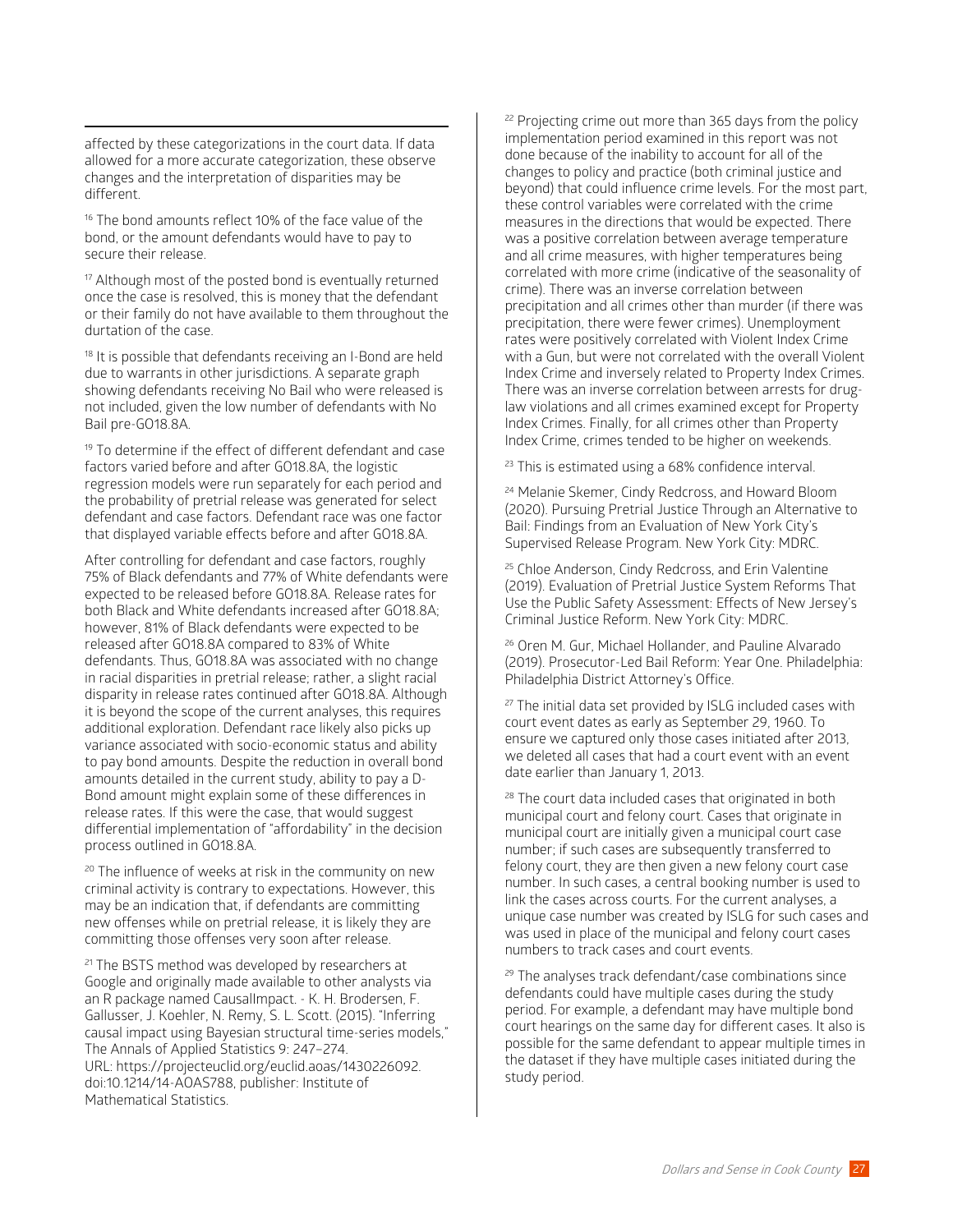affected by these categorizations in the court data. If data allowed for a more accurate categorization, these observe changes and the interpretation of disparities may be different.

[16] The bond amounts reflect 10% of the face value of the bond, or the amount defendants would have to pay to secure their release.

[17] Although most of the posted bond is eventually returned once the case is resolved, this is money that the defendant or their family do not have available to them throughout the durtation of the case.

[18] It is possible that defendants receiving an I-Bond are held due to warrants in other jurisdictions. A separate graph showing defendants receiving No Bail who were released is not included, given the low number of defendants with No Bail pre-GO18.8A.

[19] To determine if the effect of different defendant and case factors varied before and after GO18.8A, the logistic regression models were run separately for each period and the probability of pretrial release was generated for select defendant and case factors. Defendant race was one factor that displayed variable effects before and after GO18.8A.

After controlling for defendant and case factors, roughly 75% of Black defendants and 77% of White defendants were expected to be released before GO18.8A. Release rates for both Black and White defendants increased after GO18.8A; however, 81% of Black defendants were expected to be released after GO18.8A compared to 83% of White defendants. Thus, GO18.8A was associated with no change in racial disparities in pretrial release; rather, a slight racial disparity in release rates continued after GO18.8A. Although it is beyond the scope of the current analyses, this requires additional exploration. Defendant race likely also picks up variance associated with socio-economic status and ability to pay bond amounts. Despite the reduction in overall bond amounts detailed in the current study, ability to pay a D-Bond amount might explain some of these differences in release rates. If this were the case, that would suggest differential implementation of "affordability" in the decision process outlined in GO18.8A.

[20] The influence of weeks at risk in the community on new criminal activity is contrary to expectations. However, this may be an indication that, if defendants are committing new offenses while on pretrial release, it is likely they are committing those offenses very soon after release.

[21] The BSTS method was developed by researchers at Google and originally made available to other analysts via an R package named CausalImpact. - K. H. Brodersen, F. Gallusser, J. Koehler, N. Remy, S. L. Scott. (2015). "Inferring causal impact using Bayesian structural time-series models," The Annals of Applied Statistics 9: 247–274. URL: https://projecteuclid.org/euclid.aoas/1430226092. doi:10.1214/14-AOAS788, publisher: Institute of Mathematical Statistics.

[22] Projecting crime out more than 365 days from the policy implementation period examined in this report was not done because of the inability to account for all of the changes to policy and practice (both criminal justice and beyond) that could influence crime levels. For the most part, these control variables were correlated with the crime measures in the directions that would be expected. There was a positive correlation between average temperature and all crime measures, with higher temperatures being correlated with more crime (indicative of the seasonality of crime). There was an inverse correlation between precipitation and all crimes other than murder (if there was precipitation, there were fewer crimes). Unemployment rates were positively correlated with Violent Index Crime with a Gun, but were not correlated with the overall Violent Index Crime and inversely related to Property Index Crimes. There was an inverse correlation between arrests for drug-law violations and all crimes examined except for Property Index Crimes. Finally, for all crimes other than Property Index Crime, crimes tended to be higher on weekends.

[23] This is estimated using a 68% confidence interval.

[24] Melanie Skemer, Cindy Redcross, and Howard Bloom (2020). Pursuing Pretrial Justice Through an Alternative to Bail: Findings from an Evaluation of New York City's Supervised Release Program. New York City: MDRC.

[25] Chloe Anderson, Cindy Redcross, and Erin Valentine (2019). Evaluation of Pretrial Justice System Reforms That Use the Public Safety Assessment: Effects of New Jersey's Criminal Justice Reform. New York City: MDRC.

[26] Oren M. Gur, Michael Hollander, and Pauline Alvarado (2019). Prosecutor-Led Bail Reform: Year One. Philadelphia: Philadelphia District Attorney's Office.

[27] The initial data set provided by ISLG included cases with court event dates as early as September 29, 1960. To ensure we captured only those cases initiated after 2013, we deleted all cases that had a court event with an event date earlier than January 1, 2013.

[28] The court data included cases that originated in both municipal court and felony court. Cases that originate in municipal court are initially given a municipal court case number; if such cases are subsequently transferred to felony court, they are then given a new felony court case number. In such cases, a central booking number is used to link the cases across courts. For the current analyses, a unique case number was created by ISLG for such cases and was used in place of the municipal and felony court cases numbers to track cases and court events.

[29] The analyses track defendant/case combinations since defendants could have multiple cases during the study period. For example, a defendant may have multiple bond court hearings on the same day for different cases. It also is possible for the same defendant to appear multiple times in the dataset if they have multiple cases initiated during the study period.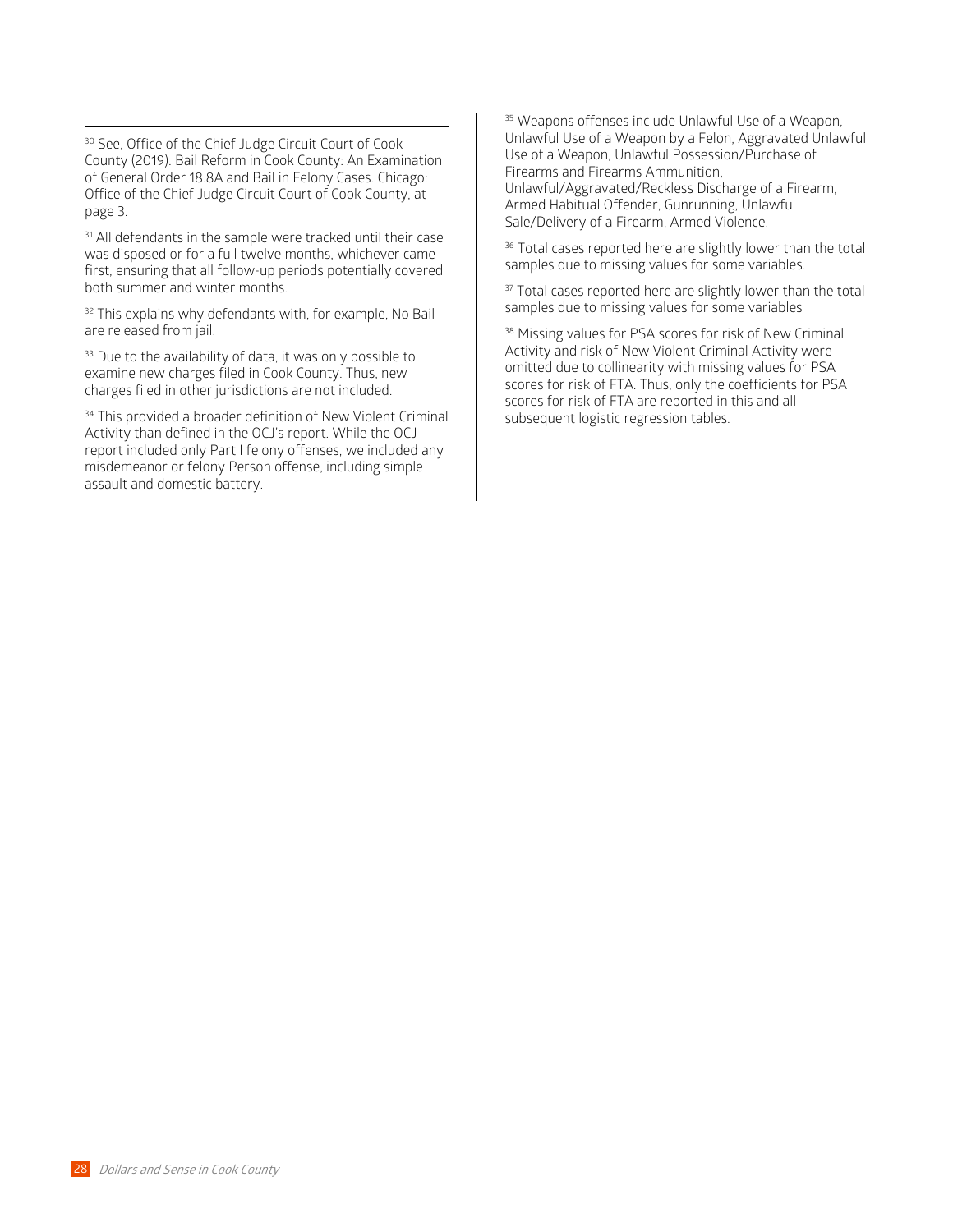[30] See, Office of the Chief Judge Circuit Court of Cook County (2019). Bail Reform in Cook County: An Examination of General Order 18.8A and Bail in Felony Cases. Chicago: Office of the Chief Judge Circuit Court of Cook County, at page 3.

[31] All defendants in the sample were tracked until their case was disposed or for a full twelve months, whichever came first, ensuring that all follow-up periods potentially covered both summer and winter months.

[32] This explains why defendants with, for example, No Bail are released from jail.

[33] Due to the availability of data, it was only possible to examine new charges filed in Cook County. Thus, new charges filed in other jurisdictions are not included.

[34] This provided a broader definition of New Violent Criminal Activity than defined in the OCJ's report. While the OCJ report included only Part I felony offenses, we included any misdemeanor or felony Person offense, including simple assault and domestic battery.

[35] Weapons offenses include Unlawful Use of a Weapon, Unlawful Use of a Weapon by a Felon, Aggravated Unlawful Use of a Weapon, Unlawful Possession/Purchase of Firearms and Firearms Ammunition, Unlawful/Aggravated/Reckless Discharge of a Firearm, Armed Habitual Offender, Gunrunning, Unlawful Sale/Delivery of a Firearm, Armed Violence.

[36] Total cases reported here are slightly lower than the total samples due to missing values for some variables.

[37] Total cases reported here are slightly lower than the total samples due to missing values for some variables

[38] Missing values for PSA scores for risk of New Criminal Activity and risk of New Violent Criminal Activity were omitted due to collinearity with missing values for PSA scores for risk of FTA. Thus, only the coefficients for PSA scores for risk of FTA are reported in this and all subsequent logistic regression tables.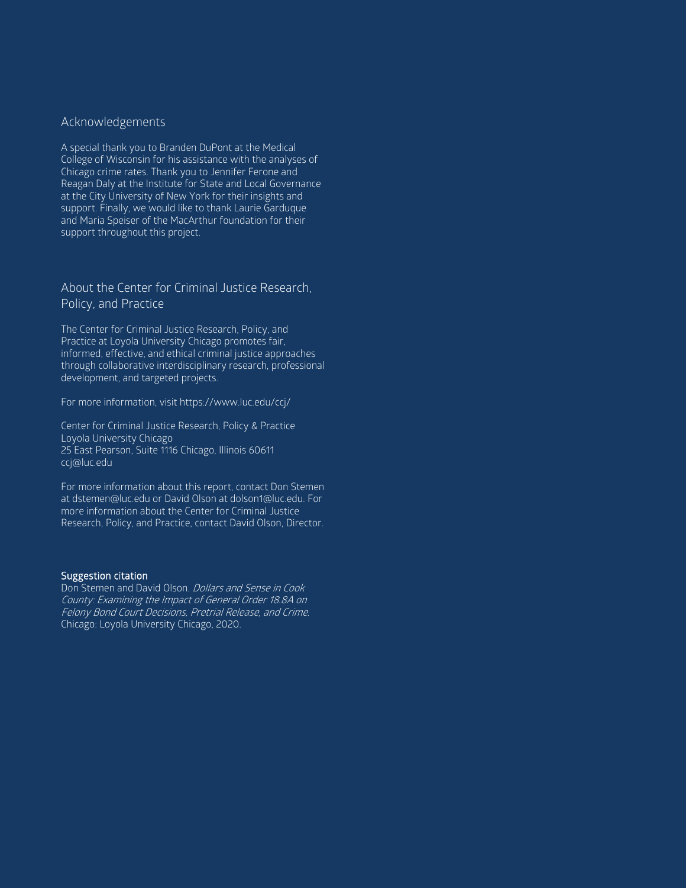## Acknowledgements

A special thank you to Branden DuPont at the Medical College of Wisconsin for his assistance with the analyses of Chicago crime rates. Thank you to Jennifer Ferone and Reagan Daly at the Institute for State and Local Governance at the City University of New York for their insights and support. Finally, we would like to thank Laurie Garduque and Maria Speiser of the MacArthur foundation for their support throughout this project.

## About the Center for Criminal Justice Research, Policy, and Practice

The Center for Criminal Justice Research, Policy, and Practice at Loyola University Chicago promotes fair, informed, effective, and ethical criminal justice approaches through collaborative interdisciplinary research, professional development, and targeted projects.

For more information, visit https://www.luc.edu/ccj/

Center for Criminal Justice Research, Policy & Practice
Loyola University Chicago
25 East Pearson, Suite 1116 Chicago, Illinois 60611
ccj@luc.edu

For more information about this report, contact Don Stemen at dstemen@luc.edu or David Olson at dolson1@luc.edu. For more information about the Center for Criminal Justice Research, Policy, and Practice, contact David Olson, Director.

**Suggestion citation**
Don Stemen and David Olson. *Dollars and Sense in Cook County: Examining the Impact of General Order 18.8A on Felony Bond Court Decisions, Pretrial Release, and Crime*. Chicago: Loyola University Chicago, 2020.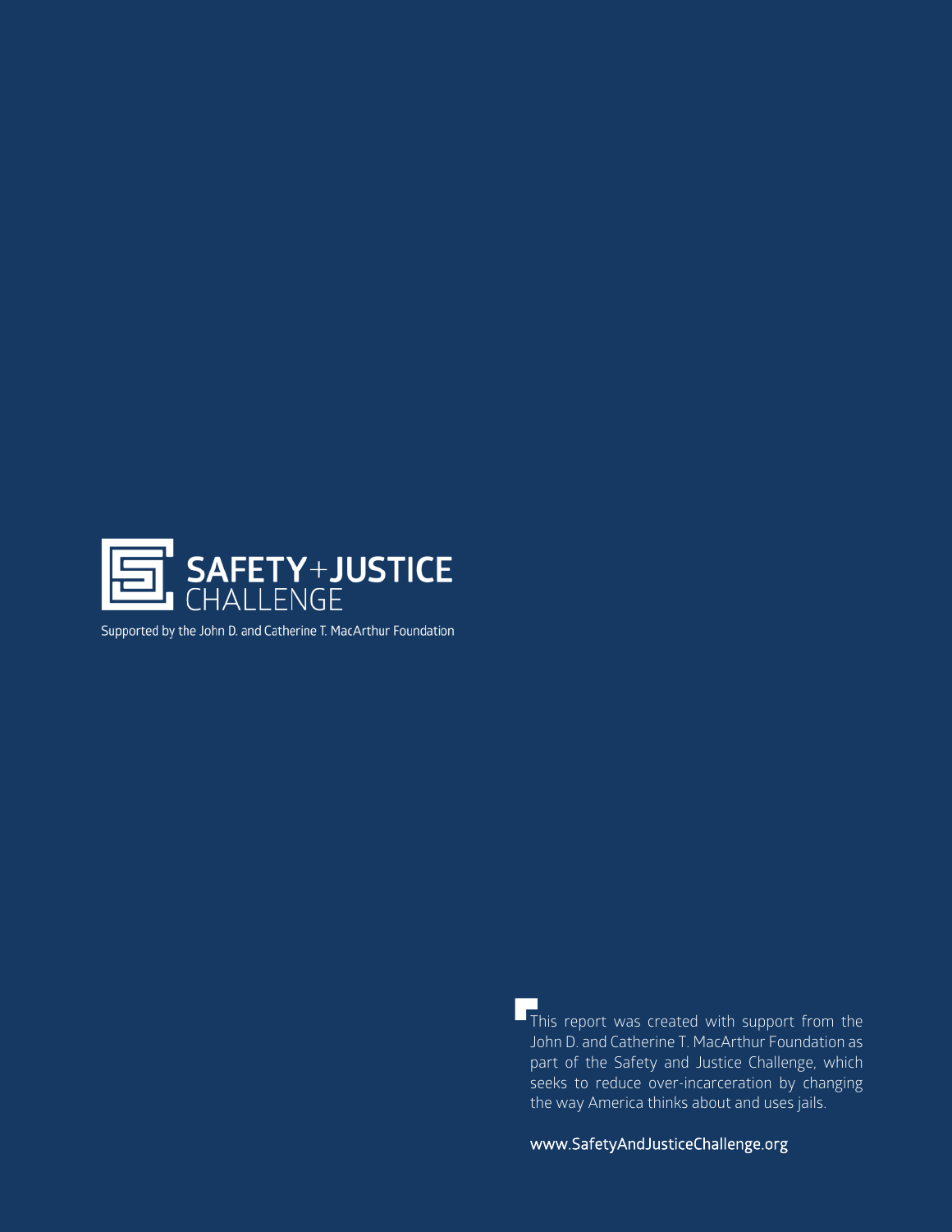SAFETY+JUSTICE CHALLENGE

Supported by the John D. and Catherine T. MacArthur Foundation

This report was created with support from the John D. and Catherine T. MacArthur Foundation as part of the Safety and Justice Challenge, which seeks to reduce over-incarceration by changing the way America thinks about and uses jails.

www.SafetyAndJusticeChallenge.org